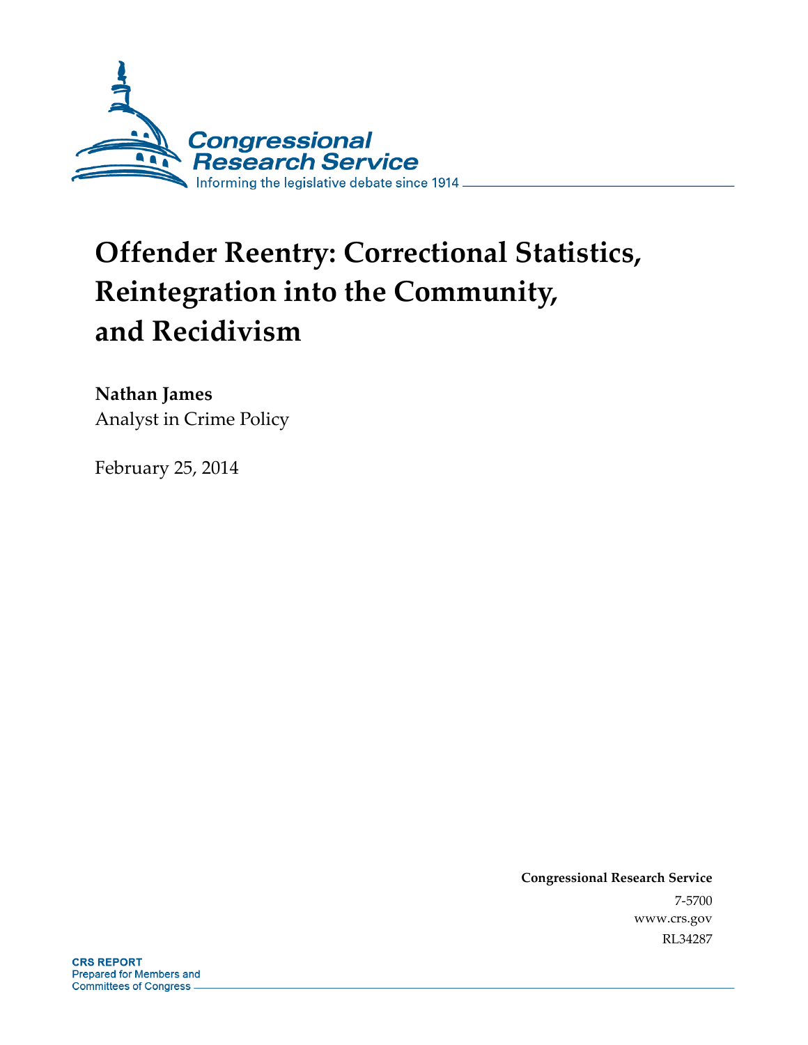Congressional Research Service

Informing the legislative debate since 1914

# Offender Reentry: Correctional Statistics, Reintegration into the Community, and Recidivism

**Nathan James**
Analyst in Crime Policy

February 25, 2014

**Congressional Research Service**
7-5700
www.crs.gov
RL34287

**CRS REPORT**
Prepared for Members and
Committees of Congress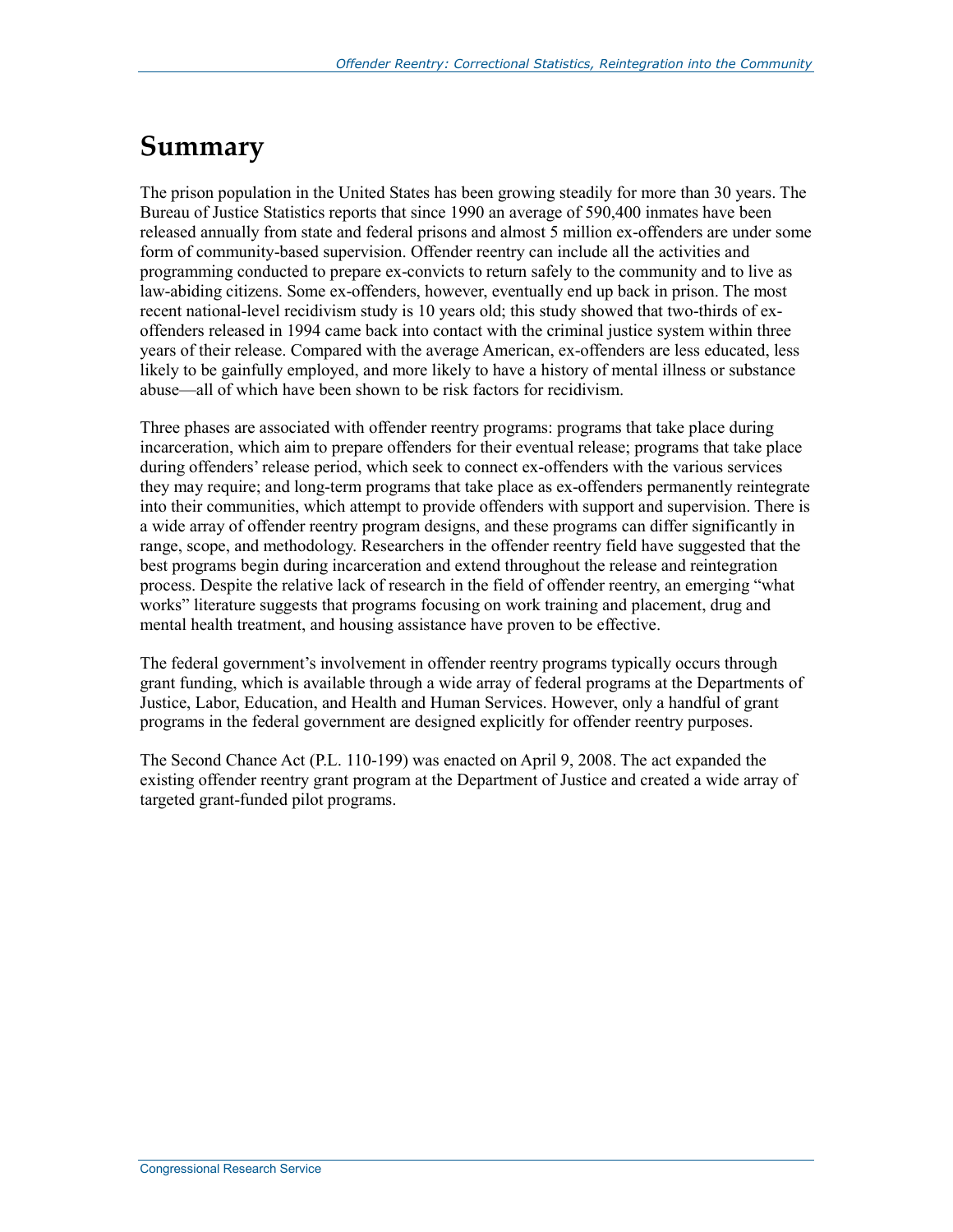## Summary

The prison population in the United States has been growing steadily for more than 30 years. The Bureau of Justice Statistics reports that since 1990 an average of 590,400 inmates have been released annually from state and federal prisons and almost 5 million ex-offenders are under some form of community-based supervision. Offender reentry can include all the activities and programming conducted to prepare ex-convicts to return safely to the community and to live as law-abiding citizens. Some ex-offenders, however, eventually end up back in prison. The most recent national-level recidivism study is 10 years old; this study showed that two-thirds of ex-offenders released in 1994 came back into contact with the criminal justice system within three years of their release. Compared with the average American, ex-offenders are less educated, less likely to be gainfully employed, and more likely to have a history of mental illness or substance abuse—all of which have been shown to be risk factors for recidivism.

Three phases are associated with offender reentry programs: programs that take place during incarceration, which aim to prepare offenders for their eventual release; programs that take place during offenders' release period, which seek to connect ex-offenders with the various services they may require; and long-term programs that take place as ex-offenders permanently reintegrate into their communities, which attempt to provide offenders with support and supervision. There is a wide array of offender reentry program designs, and these programs can differ significantly in range, scope, and methodology. Researchers in the offender reentry field have suggested that the best programs begin during incarceration and extend throughout the release and reintegration process. Despite the relative lack of research in the field of offender reentry, an emerging "what works" literature suggests that programs focusing on work training and placement, drug and mental health treatment, and housing assistance have proven to be effective.

The federal government's involvement in offender reentry programs typically occurs through grant funding, which is available through a wide array of federal programs at the Departments of Justice, Labor, Education, and Health and Human Services. However, only a handful of grant programs in the federal government are designed explicitly for offender reentry purposes.

The Second Chance Act (P.L. 110-199) was enacted on April 9, 2008. The act expanded the existing offender reentry grant program at the Department of Justice and created a wide array of targeted grant-funded pilot programs.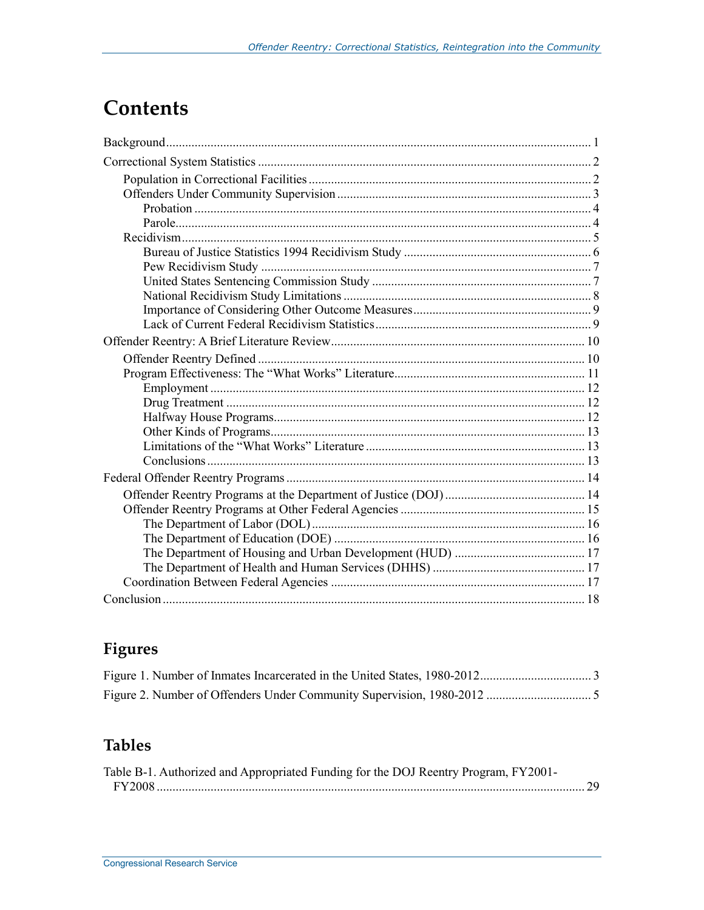# Contents

Background ........ 1

Correctional System Statistics ........ 2

- Population in Correctional Facilities ........ 2
- Offenders Under Community Supervision ........ 3
  - Probation ........ 4
  - Parole ........ 4
- Recidivism ........ 5
  - Bureau of Justice Statistics 1994 Recidivism Study ........ 6
  - Pew Recidivism Study ........ 7
  - United States Sentencing Commission Study ........ 7
  - National Recidivism Study Limitations ........ 8
  - Importance of Considering Other Outcome Measures ........ 9
  - Lack of Current Federal Recidivism Statistics ........ 9

Offender Reentry: A Brief Literature Review ........ 10

- Offender Reentry Defined ........ 10
- Program Effectiveness: The "What Works" Literature ........ 11
  - Employment ........ 12
  - Drug Treatment ........ 12
  - Halfway House Programs ........ 12
  - Other Kinds of Programs ........ 13
  - Limitations of the "What Works" Literature ........ 13
  - Conclusions ........ 13

Federal Offender Reentry Programs ........ 14

- Offender Reentry Programs at the Department of Justice (DOJ) ........ 14
- Offender Reentry Programs at Other Federal Agencies ........ 15
  - The Department of Labor (DOL) ........ 16
  - The Department of Education (DOE) ........ 16
  - The Department of Housing and Urban Development (HUD) ........ 17
  - The Department of Health and Human Services (DHHS) ........ 17
- Coordination Between Federal Agencies ........ 17

Conclusion ........ 18

## Figures

Figure 1. Number of Inmates Incarcerated in the United States, 1980-2012 ........ 3

Figure 2. Number of Offenders Under Community Supervision, 1980-2012 ........ 5

## Tables

Table B-1. Authorized and Appropriated Funding for the DOJ Reentry Program, FY2001-FY2008 ........ 29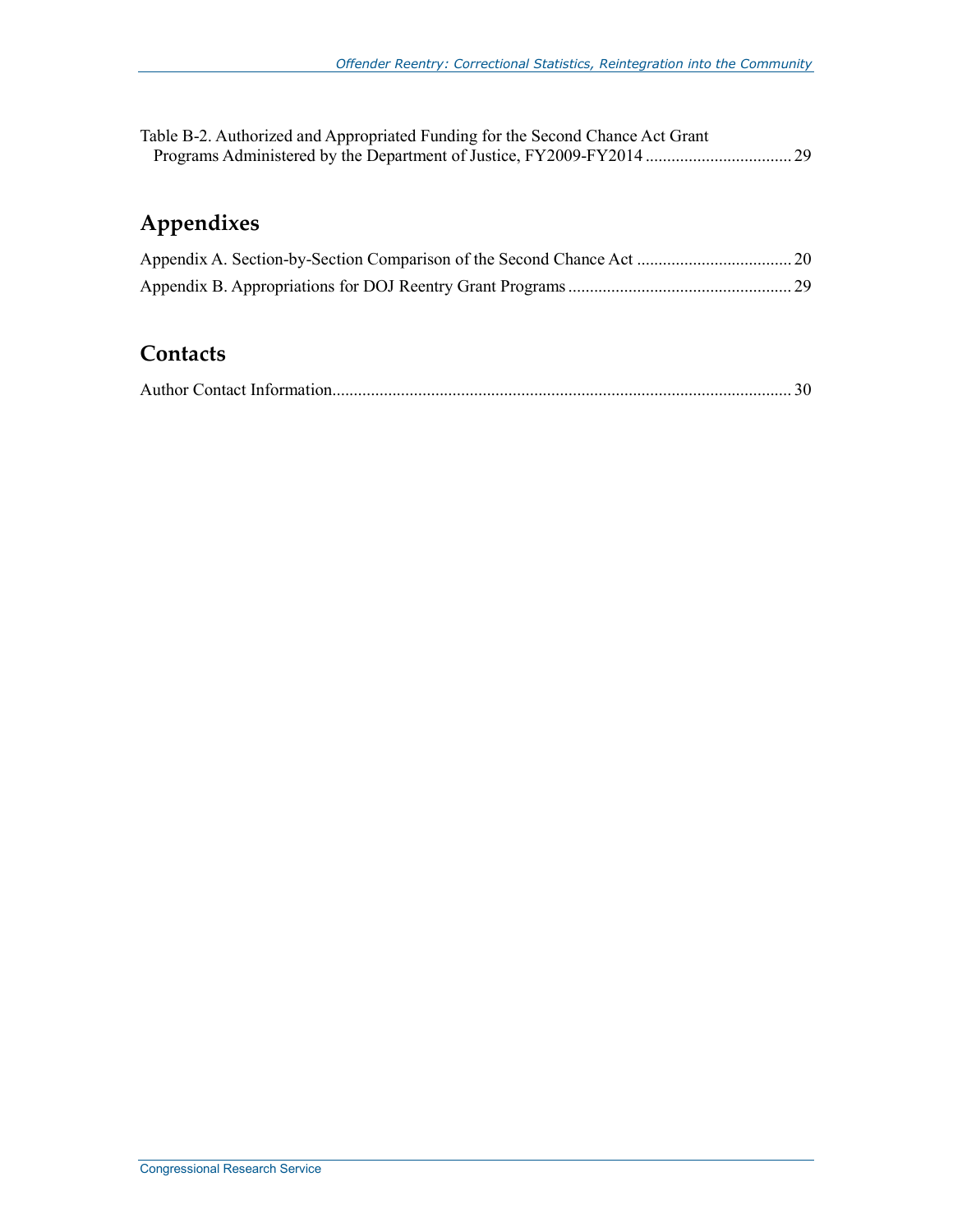Table B-2. Authorized and Appropriated Funding for the Second Chance Act Grant Programs Administered by the Department of Justice, FY2009-FY2014 ................................. 29

## Appendixes

Appendix A. Section-by-Section Comparison of the Second Chance Act .................................... 20

Appendix B. Appropriations for DOJ Reentry Grant Programs .................................................... 29

## Contacts

Author Contact Information.......................................................................................................... 30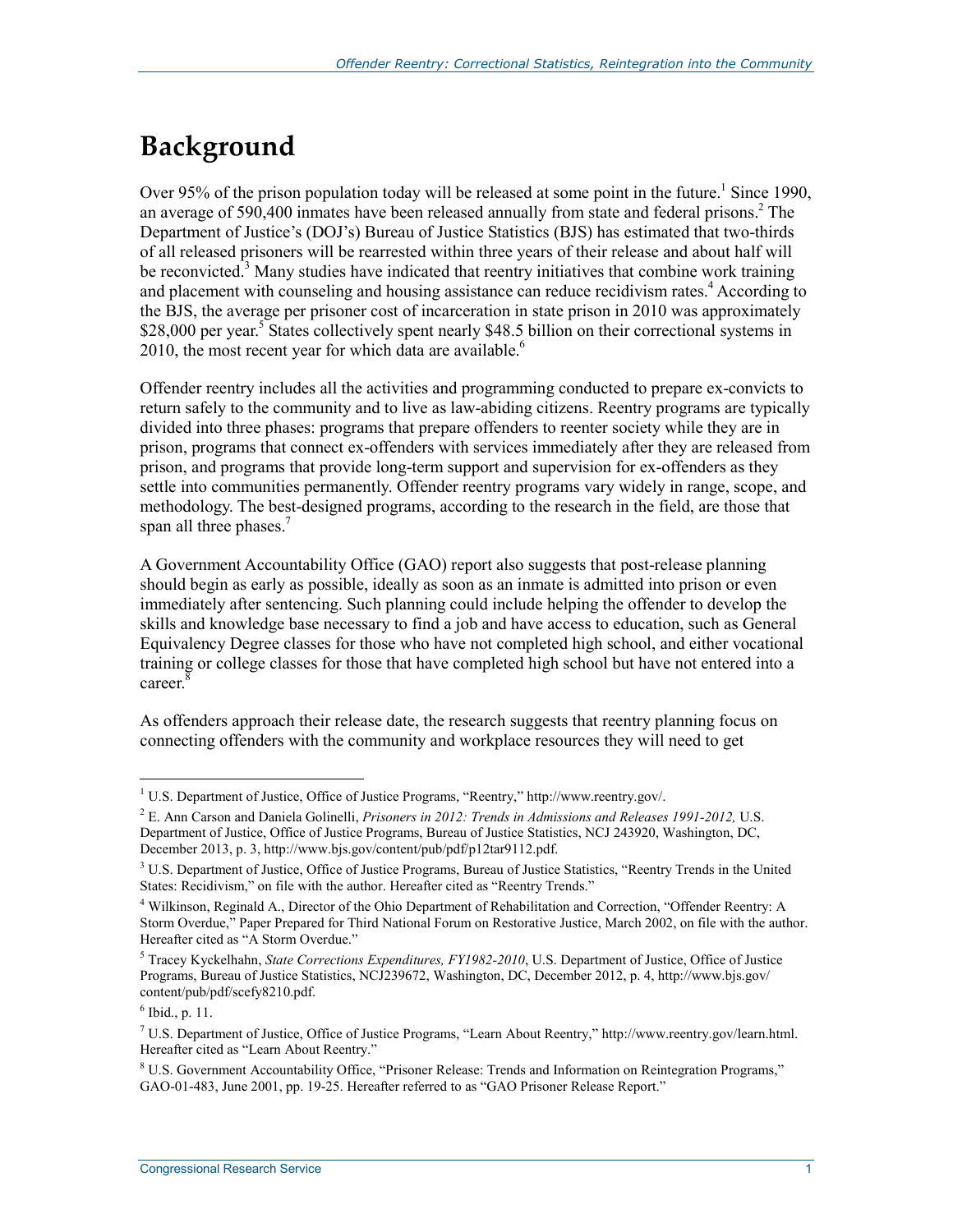# Background

Over 95% of the prison population today will be released at some point in the future.[1] Since 1990, an average of 590,400 inmates have been released annually from state and federal prisons.[2] The Department of Justice's (DOJ's) Bureau of Justice Statistics (BJS) has estimated that two-thirds of all released prisoners will be rearrested within three years of their release and about half will be reconvicted.[3] Many studies have indicated that reentry initiatives that combine work training and placement with counseling and housing assistance can reduce recidivism rates.[4] According to the BJS, the average per prisoner cost of incarceration in state prison in 2010 was approximately $28,000 per year.[5] States collectively spent nearly $48.5 billion on their correctional systems in 2010, the most recent year for which data are available.[6]

Offender reentry includes all the activities and programming conducted to prepare ex-convicts to return safely to the community and to live as law-abiding citizens. Reentry programs are typically divided into three phases: programs that prepare offenders to reenter society while they are in prison, programs that connect ex-offenders with services immediately after they are released from prison, and programs that provide long-term support and supervision for ex-offenders as they settle into communities permanently. Offender reentry programs vary widely in range, scope, and methodology. The best-designed programs, according to the research in the field, are those that span all three phases.[7]

A Government Accountability Office (GAO) report also suggests that post-release planning should begin as early as possible, ideally as soon as an inmate is admitted into prison or even immediately after sentencing. Such planning could include helping the offender to develop the skills and knowledge base necessary to find a job and have access to education, such as General Equivalency Degree classes for those who have not completed high school, and either vocational training or college classes for those that have completed high school but have not entered into a career.[8]

As offenders approach their release date, the research suggests that reentry planning focus on connecting offenders with the community and workplace resources they will need to get

---

[1] U.S. Department of Justice, Office of Justice Programs, "Reentry," http://www.reentry.gov/.

[2] E. Ann Carson and Daniela Golinelli, *Prisoners in 2012: Trends in Admissions and Releases 1991-2012,* U.S. Department of Justice, Office of Justice Programs, Bureau of Justice Statistics, NCJ 243920, Washington, DC, December 2013, p. 3, http://www.bjs.gov/content/pub/pdf/p12tar9112.pdf.

[3] U.S. Department of Justice, Office of Justice Programs, Bureau of Justice Statistics, "Reentry Trends in the United States: Recidivism," on file with the author. Hereafter cited as "Reentry Trends."

[4] Wilkinson, Reginald A., Director of the Ohio Department of Rehabilitation and Correction, "Offender Reentry: A Storm Overdue," Paper Prepared for Third National Forum on Restorative Justice, March 2002, on file with the author. Hereafter cited as "A Storm Overdue."

[5] Tracey Kyckelhahn, *State Corrections Expenditures, FY1982-2010*, U.S. Department of Justice, Office of Justice Programs, Bureau of Justice Statistics, NCJ239672, Washington, DC, December 2012, p. 4, http://www.bjs.gov/content/pub/pdf/scefy8210.pdf.

[6] Ibid., p. 11.

[7] U.S. Department of Justice, Office of Justice Programs, "Learn About Reentry," http://www.reentry.gov/learn.html. Hereafter cited as "Learn About Reentry."

[8] U.S. Government Accountability Office, "Prisoner Release: Trends and Information on Reintegration Programs," GAO-01-483, June 2001, pp. 19-25. Hereafter referred to as "GAO Prisoner Release Report."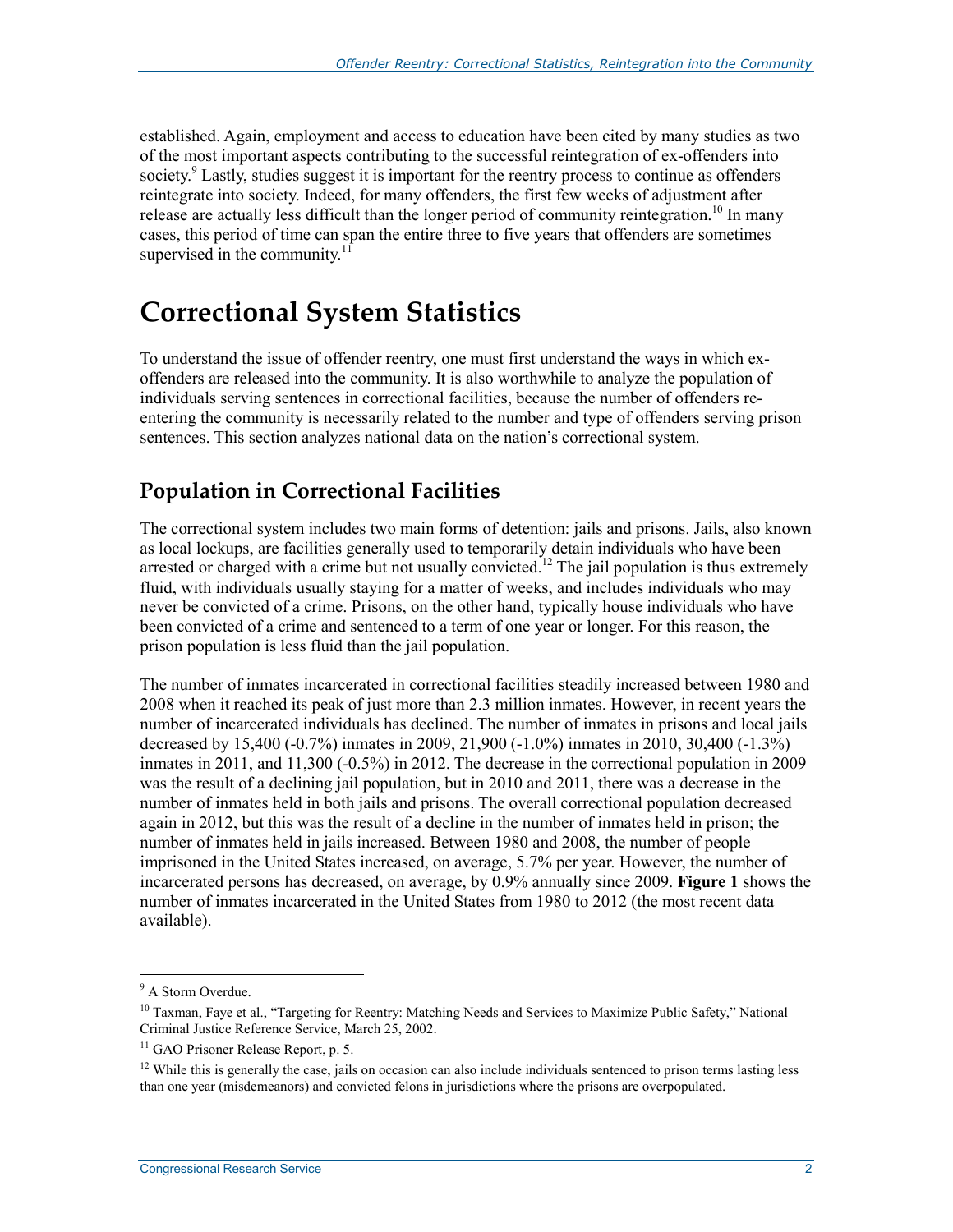established. Again, employment and access to education have been cited by many studies as two of the most important aspects contributing to the successful reintegration of ex-offenders into society.[9] Lastly, studies suggest it is important for the reentry process to continue as offenders reintegrate into society. Indeed, for many offenders, the first few weeks of adjustment after release are actually less difficult than the longer period of community reintegration.[10] In many cases, this period of time can span the entire three to five years that offenders are sometimes supervised in the community.[11]

# Correctional System Statistics

To understand the issue of offender reentry, one must first understand the ways in which ex-offenders are released into the community. It is also worthwhile to analyze the population of individuals serving sentences in correctional facilities, because the number of offenders re-entering the community is necessarily related to the number and type of offenders serving prison sentences. This section analyzes national data on the nation's correctional system.

## Population in Correctional Facilities

The correctional system includes two main forms of detention: jails and prisons. Jails, also known as local lockups, are facilities generally used to temporarily detain individuals who have been arrested or charged with a crime but not usually convicted.[12] The jail population is thus extremely fluid, with individuals usually staying for a matter of weeks, and includes individuals who may never be convicted of a crime. Prisons, on the other hand, typically house individuals who have been convicted of a crime and sentenced to a term of one year or longer. For this reason, the prison population is less fluid than the jail population.

The number of inmates incarcerated in correctional facilities steadily increased between 1980 and 2008 when it reached its peak of just more than 2.3 million inmates. However, in recent years the number of incarcerated individuals has declined. The number of inmates in prisons and local jails decreased by 15,400 (-0.7%) inmates in 2009, 21,900 (-1.0%) inmates in 2010, 30,400 (-1.3%) inmates in 2011, and 11,300 (-0.5%) in 2012. The decrease in the correctional population in 2009 was the result of a declining jail population, but in 2010 and 2011, there was a decrease in the number of inmates held in both jails and prisons. The overall correctional population decreased again in 2012, but this was the result of a decline in the number of inmates held in prison; the number of inmates held in jails increased. Between 1980 and 2008, the number of people imprisoned in the United States increased, on average, 5.7% per year. However, the number of incarcerated persons has decreased, on average, by 0.9% annually since 2009. **Figure 1** shows the number of inmates incarcerated in the United States from 1980 to 2012 (the most recent data available).

---

[9] A Storm Overdue.

[10] Taxman, Faye et al., "Targeting for Reentry: Matching Needs and Services to Maximize Public Safety," National Criminal Justice Reference Service, March 25, 2002.

[11] GAO Prisoner Release Report, p. 5.

[12] While this is generally the case, jails on occasion can also include individuals sentenced to prison terms lasting less than one year (misdemeanors) and convicted felons in jurisdictions where the prisons are overpopulated.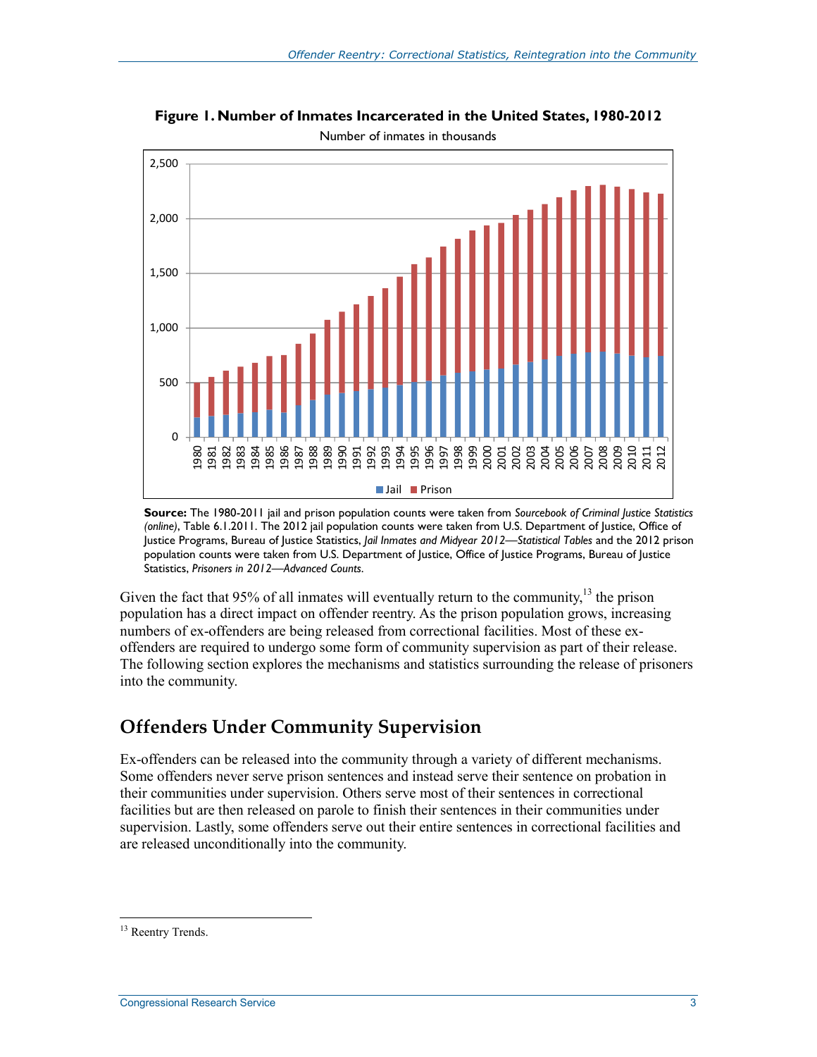**Figure 1. Number of Inmates Incarcerated in the United States, 1980-2012**

Number of inmates in thousands

**Source:** The 1980-2011 jail and prison population counts were taken from *Sourcebook of Criminal Justice Statistics (online)*, Table 6.1.2011. The 2012 jail population counts were taken from U.S. Department of Justice, Office of Justice Programs, Bureau of Justice Statistics, *Jail Inmates and Midyear 2012—Statistical Tables* and the 2012 prison population counts were taken from U.S. Department of Justice, Office of Justice Programs, Bureau of Justice Statistics, *Prisoners in 2012—Advanced Counts*.

Given the fact that 95% of all inmates will eventually return to the community,[13] the prison population has a direct impact on offender reentry. As the prison population grows, increasing numbers of ex-offenders are being released from correctional facilities. Most of these ex-offenders are required to undergo some form of community supervision as part of their release. The following section explores the mechanisms and statistics surrounding the release of prisoners into the community.

## Offenders Under Community Supervision

Ex-offenders can be released into the community through a variety of different mechanisms. Some offenders never serve prison sentences and instead serve their sentence on probation in their communities under supervision. Others serve most of their sentences in correctional facilities but are then released on parole to finish their sentences in their communities under supervision. Lastly, some offenders serve out their entire sentences in correctional facilities and are released unconditionally into the community.

---

[13] Reentry Trends.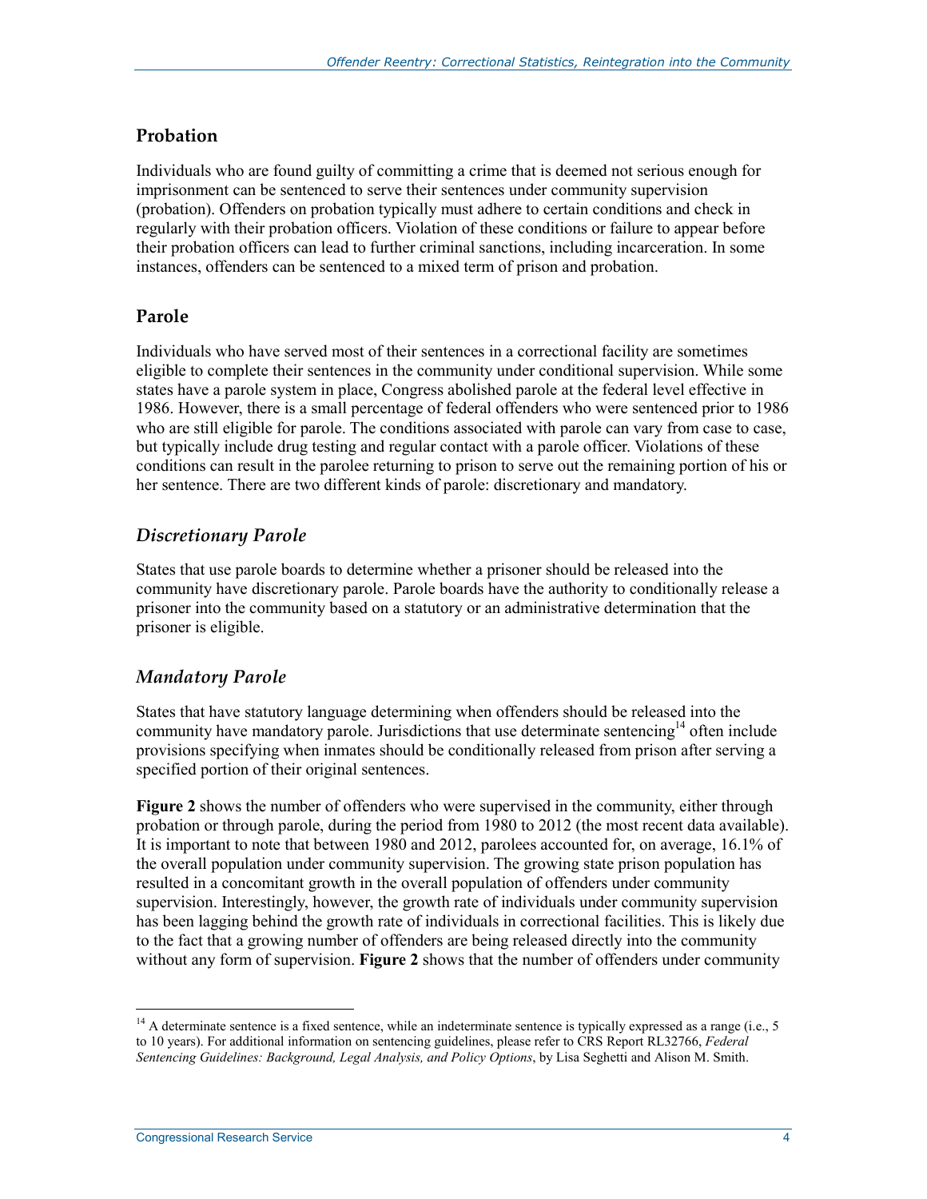## Probation

Individuals who are found guilty of committing a crime that is deemed not serious enough for imprisonment can be sentenced to serve their sentences under community supervision (probation). Offenders on probation typically must adhere to certain conditions and check in regularly with their probation officers. Violation of these conditions or failure to appear before their probation officers can lead to further criminal sanctions, including incarceration. In some instances, offenders can be sentenced to a mixed term of prison and probation.

## Parole

Individuals who have served most of their sentences in a correctional facility are sometimes eligible to complete their sentences in the community under conditional supervision. While some states have a parole system in place, Congress abolished parole at the federal level effective in 1986. However, there is a small percentage of federal offenders who were sentenced prior to 1986 who are still eligible for parole. The conditions associated with parole can vary from case to case, but typically include drug testing and regular contact with a parole officer. Violations of these conditions can result in the parolee returning to prison to serve out the remaining portion of his or her sentence. There are two different kinds of parole: discretionary and mandatory.

### *Discretionary Parole*

States that use parole boards to determine whether a prisoner should be released into the community have discretionary parole. Parole boards have the authority to conditionally release a prisoner into the community based on a statutory or an administrative determination that the prisoner is eligible.

### *Mandatory Parole*

States that have statutory language determining when offenders should be released into the community have mandatory parole. Jurisdictions that use determinate sentencing[14] often include provisions specifying when inmates should be conditionally released from prison after serving a specified portion of their original sentences.

**Figure 2** shows the number of offenders who were supervised in the community, either through probation or through parole, during the period from 1980 to 2012 (the most recent data available). It is important to note that between 1980 and 2012, parolees accounted for, on average, 16.1% of the overall population under community supervision. The growing state prison population has resulted in a concomitant growth in the overall population of offenders under community supervision. Interestingly, however, the growth rate of individuals under community supervision has been lagging behind the growth rate of individuals in correctional facilities. This is likely due to the fact that a growing number of offenders are being released directly into the community without any form of supervision. **Figure 2** shows that the number of offenders under community

---

[14] A determinate sentence is a fixed sentence, while an indeterminate sentence is typically expressed as a range (i.e., 5 to 10 years). For additional information on sentencing guidelines, please refer to CRS Report RL32766, *Federal Sentencing Guidelines: Background, Legal Analysis, and Policy Options*, by Lisa Seghetti and Alison M. Smith.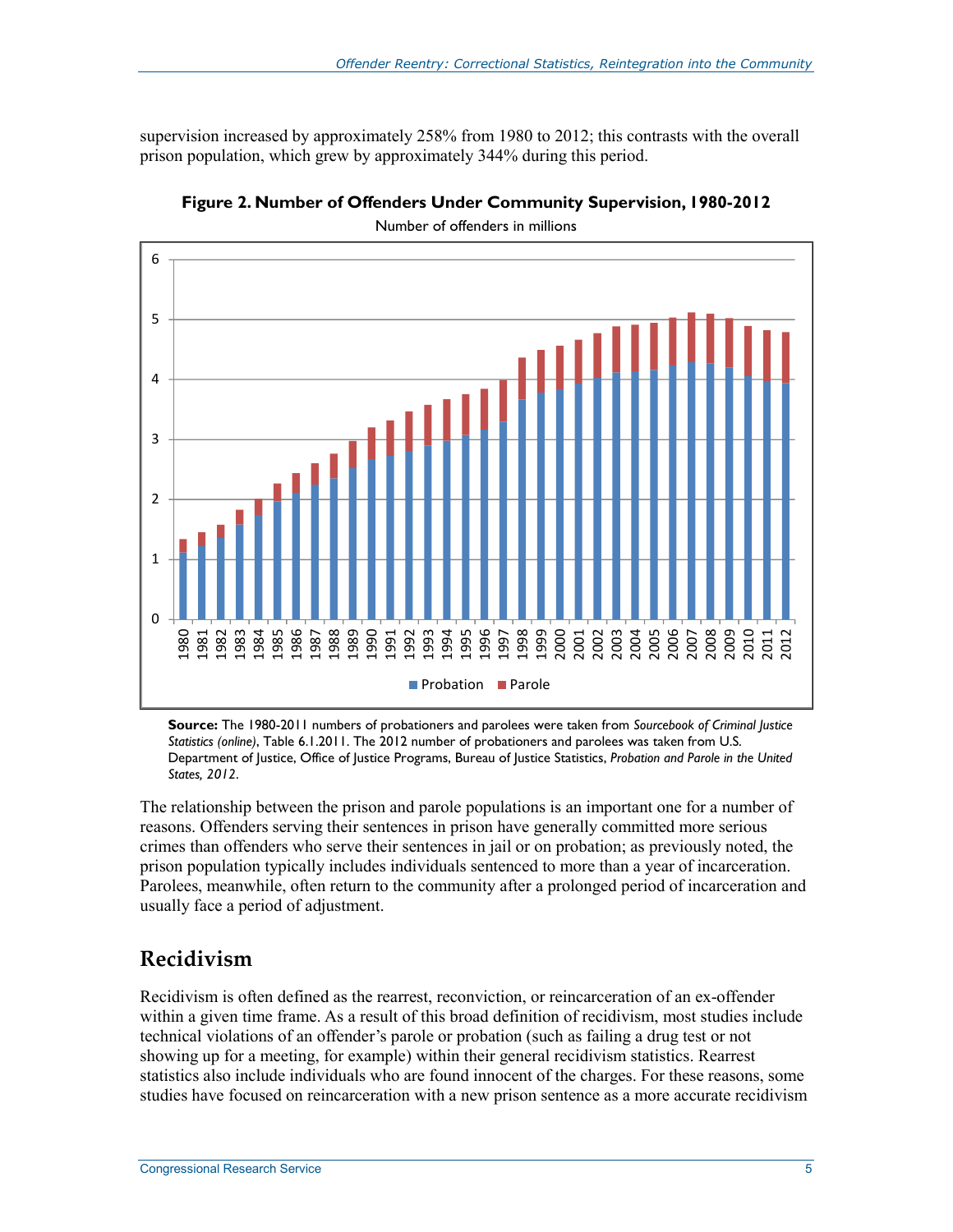supervision increased by approximately 258% from 1980 to 2012; this contrasts with the overall prison population, which grew by approximately 344% during this period.

**Figure 2. Number of Offenders Under Community Supervision, 1980-2012**

Number of offenders in millions

**Source:** The 1980-2011 numbers of probationers and parolees were taken from *Sourcebook of Criminal Justice Statistics (online)*, Table 6.1.2011. The 2012 number of probationers and parolees was taken from U.S. Department of Justice, Office of Justice Programs, Bureau of Justice Statistics, *Probation and Parole in the United States, 2012*.

The relationship between the prison and parole populations is an important one for a number of reasons. Offenders serving their sentences in prison have generally committed more serious crimes than offenders who serve their sentences in jail or on probation; as previously noted, the prison population typically includes individuals sentenced to more than a year of incarceration. Parolees, meanwhile, often return to the community after a prolonged period of incarceration and usually face a period of adjustment.

## Recidivism

Recidivism is often defined as the rearrest, reconviction, or reincarceration of an ex-offender within a given time frame. As a result of this broad definition of recidivism, most studies include technical violations of an offender's parole or probation (such as failing a drug test or not showing up for a meeting, for example) within their general recidivism statistics. Rearrest statistics also include individuals who are found innocent of the charges. For these reasons, some studies have focused on reincarceration with a new prison sentence as a more accurate recidivism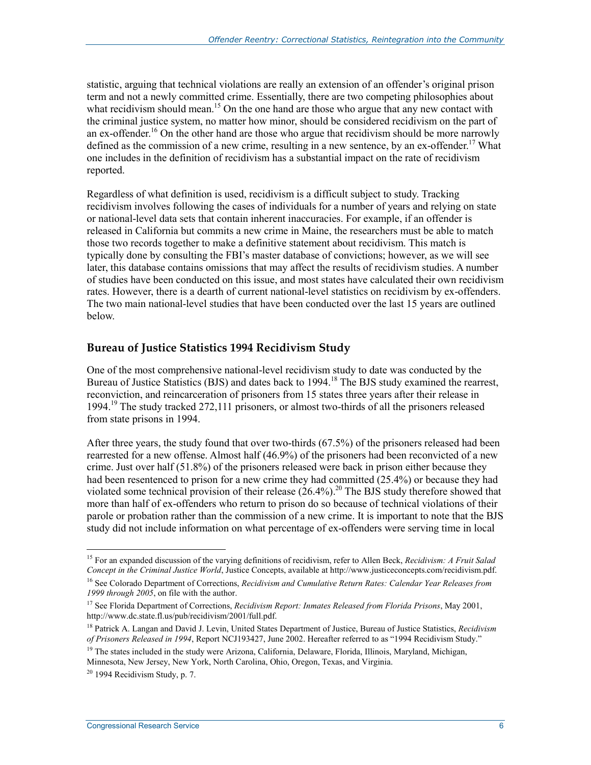statistic, arguing that technical violations are really an extension of an offender's original prison term and not a newly committed crime. Essentially, there are two competing philosophies about what recidivism should mean.[15] On the one hand are those who argue that any new contact with the criminal justice system, no matter how minor, should be considered recidivism on the part of an ex-offender.[16] On the other hand are those who argue that recidivism should be more narrowly defined as the commission of a new crime, resulting in a new sentence, by an ex-offender.[17] What one includes in the definition of recidivism has a substantial impact on the rate of recidivism reported.

Regardless of what definition is used, recidivism is a difficult subject to study. Tracking recidivism involves following the cases of individuals for a number of years and relying on state or national-level data sets that contain inherent inaccuracies. For example, if an offender is released in California but commits a new crime in Maine, the researchers must be able to match those two records together to make a definitive statement about recidivism. This match is typically done by consulting the FBI's master database of convictions; however, as we will see later, this database contains omissions that may affect the results of recidivism studies. A number of studies have been conducted on this issue, and most states have calculated their own recidivism rates. However, there is a dearth of current national-level statistics on recidivism by ex-offenders. The two main national-level studies that have been conducted over the last 15 years are outlined below.

### Bureau of Justice Statistics 1994 Recidivism Study

One of the most comprehensive national-level recidivism study to date was conducted by the Bureau of Justice Statistics (BJS) and dates back to 1994.[18] The BJS study examined the rearrest, reconviction, and reincarceration of prisoners from 15 states three years after their release in 1994.[19] The study tracked 272,111 prisoners, or almost two-thirds of all the prisoners released from state prisons in 1994.

After three years, the study found that over two-thirds (67.5%) of the prisoners released had been rearrested for a new offense. Almost half (46.9%) of the prisoners had been reconvicted of a new crime. Just over half (51.8%) of the prisoners released were back in prison either because they had been resentenced to prison for a new crime they had committed (25.4%) or because they had violated some technical provision of their release (26.4%).[20] The BJS study therefore showed that more than half of ex-offenders who return to prison do so because of technical violations of their parole or probation rather than the commission of a new crime. It is important to note that the BJS study did not include information on what percentage of ex-offenders were serving time in local

---

[15] For an expanded discussion of the varying definitions of recidivism, refer to Allen Beck, *Recidivism: A Fruit Salad Concept in the Criminal Justice World*, Justice Concepts, available at http://www.justiceconcepts.com/recidivism.pdf.

[16] See Colorado Department of Corrections, *Recidivism and Cumulative Return Rates: Calendar Year Releases from 1999 through 2005*, on file with the author.

[17] See Florida Department of Corrections, *Recidivism Report: Inmates Released from Florida Prisons*, May 2001, http://www.dc.state.fl.us/pub/recidivism/2001/full.pdf.

[18] Patrick A. Langan and David J. Levin, United States Department of Justice, Bureau of Justice Statistics, *Recidivism of Prisoners Released in 1994*, Report NCJ193427, June 2002. Hereafter referred to as "1994 Recidivism Study."

[19] The states included in the study were Arizona, California, Delaware, Florida, Illinois, Maryland, Michigan, Minnesota, New Jersey, New York, North Carolina, Ohio, Oregon, Texas, and Virginia.

[20] 1994 Recidivism Study, p. 7.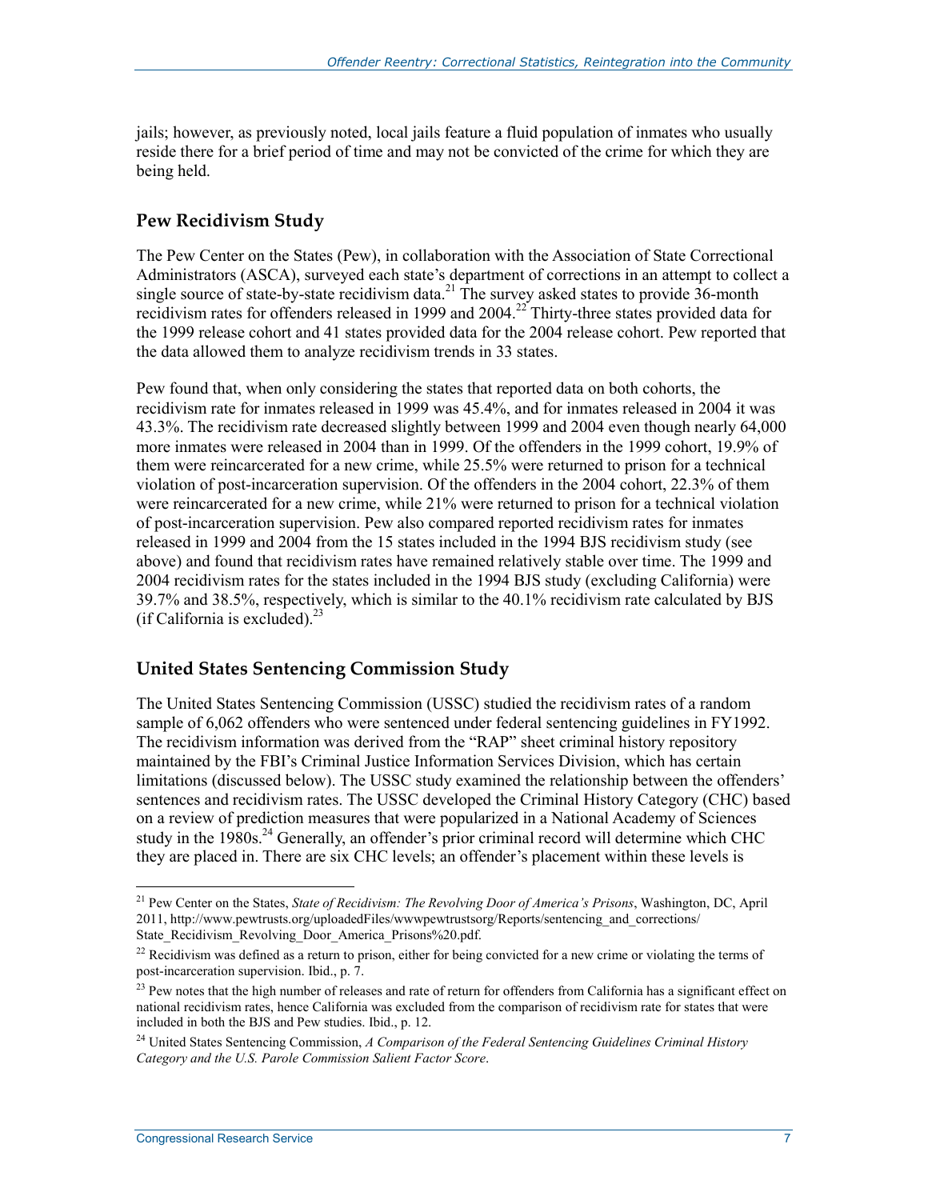jails; however, as previously noted, local jails feature a fluid population of inmates who usually reside there for a brief period of time and may not be convicted of the crime for which they are being held.

### Pew Recidivism Study

The Pew Center on the States (Pew), in collaboration with the Association of State Correctional Administrators (ASCA), surveyed each state's department of corrections in an attempt to collect a single source of state-by-state recidivism data.[21] The survey asked states to provide 36-month recidivism rates for offenders released in 1999 and 2004.[22] Thirty-three states provided data for the 1999 release cohort and 41 states provided data for the 2004 release cohort. Pew reported that the data allowed them to analyze recidivism trends in 33 states.

Pew found that, when only considering the states that reported data on both cohorts, the recidivism rate for inmates released in 1999 was 45.4%, and for inmates released in 2004 it was 43.3%. The recidivism rate decreased slightly between 1999 and 2004 even though nearly 64,000 more inmates were released in 2004 than in 1999. Of the offenders in the 1999 cohort, 19.9% of them were reincarcerated for a new crime, while 25.5% were returned to prison for a technical violation of post-incarceration supervision. Of the offenders in the 2004 cohort, 22.3% of them were reincarcerated for a new crime, while 21% were returned to prison for a technical violation of post-incarceration supervision. Pew also compared reported recidivism rates for inmates released in 1999 and 2004 from the 15 states included in the 1994 BJS recidivism study (see above) and found that recidivism rates have remained relatively stable over time. The 1999 and 2004 recidivism rates for the states included in the 1994 BJS study (excluding California) were 39.7% and 38.5%, respectively, which is similar to the 40.1% recidivism rate calculated by BJS (if California is excluded).[23]

### United States Sentencing Commission Study

The United States Sentencing Commission (USSC) studied the recidivism rates of a random sample of 6,062 offenders who were sentenced under federal sentencing guidelines in FY1992. The recidivism information was derived from the "RAP" sheet criminal history repository maintained by the FBI's Criminal Justice Information Services Division, which has certain limitations (discussed below). The USSC study examined the relationship between the offenders' sentences and recidivism rates. The USSC developed the Criminal History Category (CHC) based on a review of prediction measures that were popularized in a National Academy of Sciences study in the 1980s.[24] Generally, an offender's prior criminal record will determine which CHC they are placed in. There are six CHC levels; an offender's placement within these levels is

---

[21] Pew Center on the States, *State of Recidivism: The Revolving Door of America's Prisons*, Washington, DC, April 2011, http://www.pewtrusts.org/uploadedFiles/wwwpewtrustsorg/Reports/sentencing_and_corrections/State_Recidivism_Revolving_Door_America_Prisons%20.pdf.

[22] Recidivism was defined as a return to prison, either for being convicted for a new crime or violating the terms of post-incarceration supervision. Ibid., p. 7.

[23] Pew notes that the high number of releases and rate of return for offenders from California has a significant effect on national recidivism rates, hence California was excluded from the comparison of recidivism rate for states that were included in both the BJS and Pew studies. Ibid., p. 12.

[24] United States Sentencing Commission, *A Comparison of the Federal Sentencing Guidelines Criminal History Category and the U.S. Parole Commission Salient Factor Score*.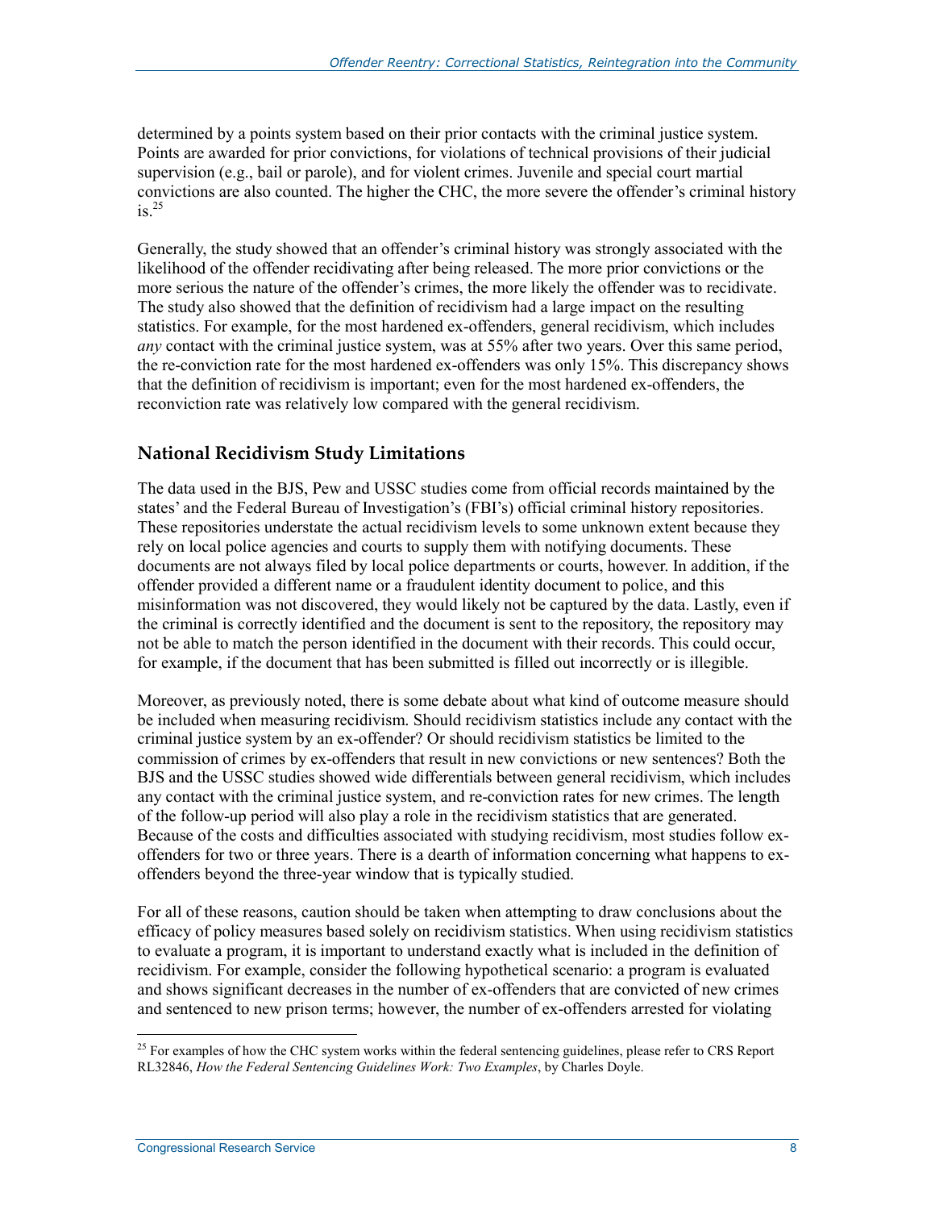determined by a points system based on their prior contacts with the criminal justice system. Points are awarded for prior convictions, for violations of technical provisions of their judicial supervision (e.g., bail or parole), and for violent crimes. Juvenile and special court martial convictions are also counted. The higher the CHC, the more severe the offender's criminal history is.[25]

Generally, the study showed that an offender's criminal history was strongly associated with the likelihood of the offender recidivating after being released. The more prior convictions or the more serious the nature of the offender's crimes, the more likely the offender was to recidivate. The study also showed that the definition of recidivism had a large impact on the resulting statistics. For example, for the most hardened ex-offenders, general recidivism, which includes *any* contact with the criminal justice system, was at 55% after two years. Over this same period, the re-conviction rate for the most hardened ex-offenders was only 15%. This discrepancy shows that the definition of recidivism is important; even for the most hardened ex-offenders, the reconviction rate was relatively low compared with the general recidivism.

## National Recidivism Study Limitations

The data used in the BJS, Pew and USSC studies come from official records maintained by the states' and the Federal Bureau of Investigation's (FBI's) official criminal history repositories. These repositories understate the actual recidivism levels to some unknown extent because they rely on local police agencies and courts to supply them with notifying documents. These documents are not always filed by local police departments or courts, however. In addition, if the offender provided a different name or a fraudulent identity document to police, and this misinformation was not discovered, they would likely not be captured by the data. Lastly, even if the criminal is correctly identified and the document is sent to the repository, the repository may not be able to match the person identified in the document with their records. This could occur, for example, if the document that has been submitted is filled out incorrectly or is illegible.

Moreover, as previously noted, there is some debate about what kind of outcome measure should be included when measuring recidivism. Should recidivism statistics include any contact with the criminal justice system by an ex-offender? Or should recidivism statistics be limited to the commission of crimes by ex-offenders that result in new convictions or new sentences? Both the BJS and the USSC studies showed wide differentials between general recidivism, which includes any contact with the criminal justice system, and re-conviction rates for new crimes. The length of the follow-up period will also play a role in the recidivism statistics that are generated. Because of the costs and difficulties associated with studying recidivism, most studies follow ex-offenders for two or three years. There is a dearth of information concerning what happens to ex-offenders beyond the three-year window that is typically studied.

For all of these reasons, caution should be taken when attempting to draw conclusions about the efficacy of policy measures based solely on recidivism statistics. When using recidivism statistics to evaluate a program, it is important to understand exactly what is included in the definition of recidivism. For example, consider the following hypothetical scenario: a program is evaluated and shows significant decreases in the number of ex-offenders that are convicted of new crimes and sentenced to new prison terms; however, the number of ex-offenders arrested for violating

[25] For examples of how the CHC system works within the federal sentencing guidelines, please refer to CRS Report RL32846, *How the Federal Sentencing Guidelines Work: Two Examples*, by Charles Doyle.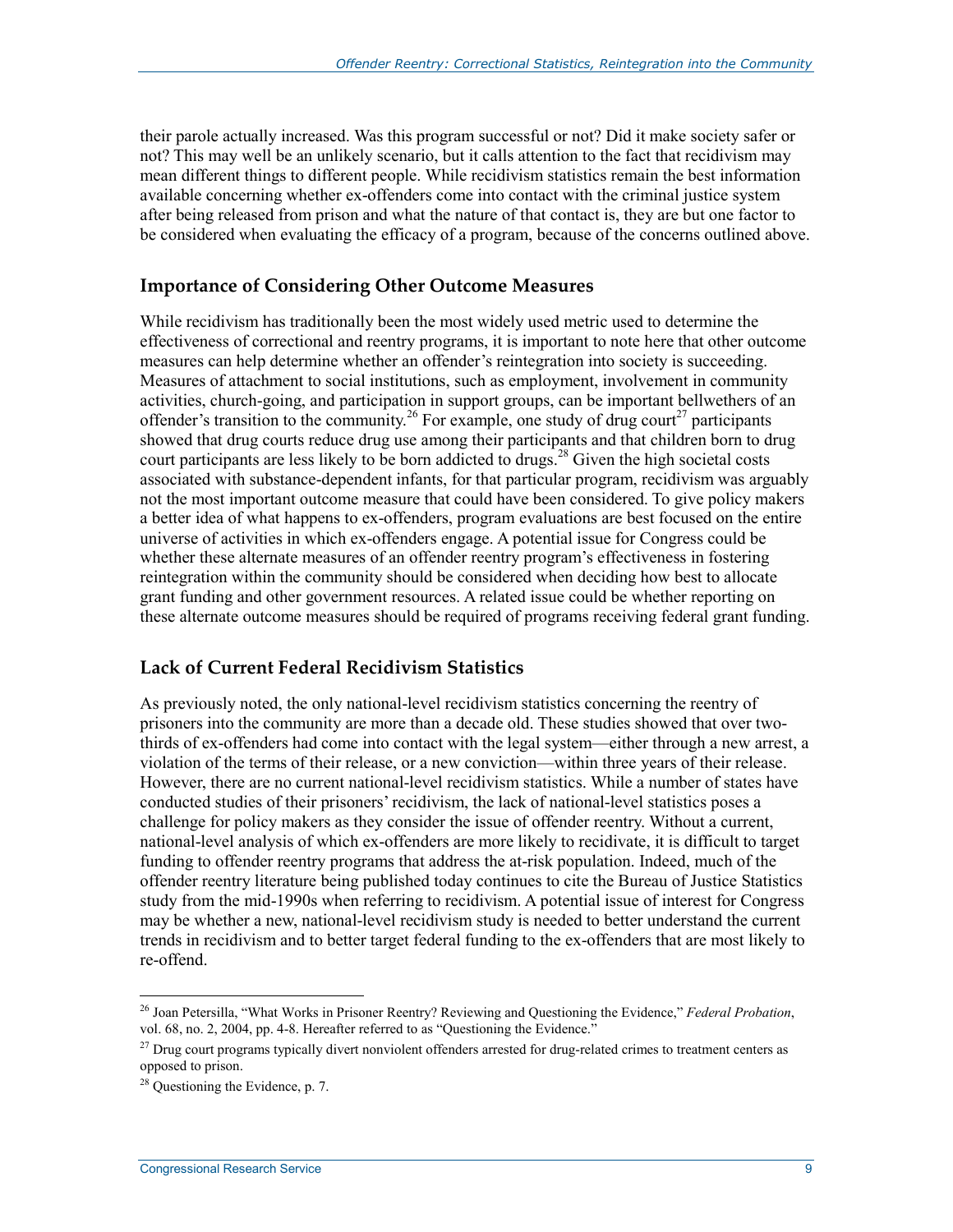their parole actually increased. Was this program successful or not? Did it make society safer or not? This may well be an unlikely scenario, but it calls attention to the fact that recidivism may mean different things to different people. While recidivism statistics remain the best information available concerning whether ex-offenders come into contact with the criminal justice system after being released from prison and what the nature of that contact is, they are but one factor to be considered when evaluating the efficacy of a program, because of the concerns outlined above.

### Importance of Considering Other Outcome Measures

While recidivism has traditionally been the most widely used metric used to determine the effectiveness of correctional and reentry programs, it is important to note here that other outcome measures can help determine whether an offender's reintegration into society is succeeding. Measures of attachment to social institutions, such as employment, involvement in community activities, church-going, and participation in support groups, can be important bellwethers of an offender's transition to the community.[26] For example, one study of drug court[27] participants showed that drug courts reduce drug use among their participants and that children born to drug court participants are less likely to be born addicted to drugs.[28] Given the high societal costs associated with substance-dependent infants, for that particular program, recidivism was arguably not the most important outcome measure that could have been considered. To give policy makers a better idea of what happens to ex-offenders, program evaluations are best focused on the entire universe of activities in which ex-offenders engage. A potential issue for Congress could be whether these alternate measures of an offender reentry program's effectiveness in fostering reintegration within the community should be considered when deciding how best to allocate grant funding and other government resources. A related issue could be whether reporting on these alternate outcome measures should be required of programs receiving federal grant funding.

### Lack of Current Federal Recidivism Statistics

As previously noted, the only national-level recidivism statistics concerning the reentry of prisoners into the community are more than a decade old. These studies showed that over two-thirds of ex-offenders had come into contact with the legal system—either through a new arrest, a violation of the terms of their release, or a new conviction—within three years of their release. However, there are no current national-level recidivism statistics. While a number of states have conducted studies of their prisoners' recidivism, the lack of national-level statistics poses a challenge for policy makers as they consider the issue of offender reentry. Without a current, national-level analysis of which ex-offenders are more likely to recidivate, it is difficult to target funding to offender reentry programs that address the at-risk population. Indeed, much of the offender reentry literature being published today continues to cite the Bureau of Justice Statistics study from the mid-1990s when referring to recidivism. A potential issue of interest for Congress may be whether a new, national-level recidivism study is needed to better understand the current trends in recidivism and to better target federal funding to the ex-offenders that are most likely to re-offend.

---

[26] Joan Petersilla, "What Works in Prisoner Reentry? Reviewing and Questioning the Evidence," *Federal Probation*, vol. 68, no. 2, 2004, pp. 4-8. Hereafter referred to as "Questioning the Evidence."

[27] Drug court programs typically divert nonviolent offenders arrested for drug-related crimes to treatment centers as opposed to prison.

[28] Questioning the Evidence, p. 7.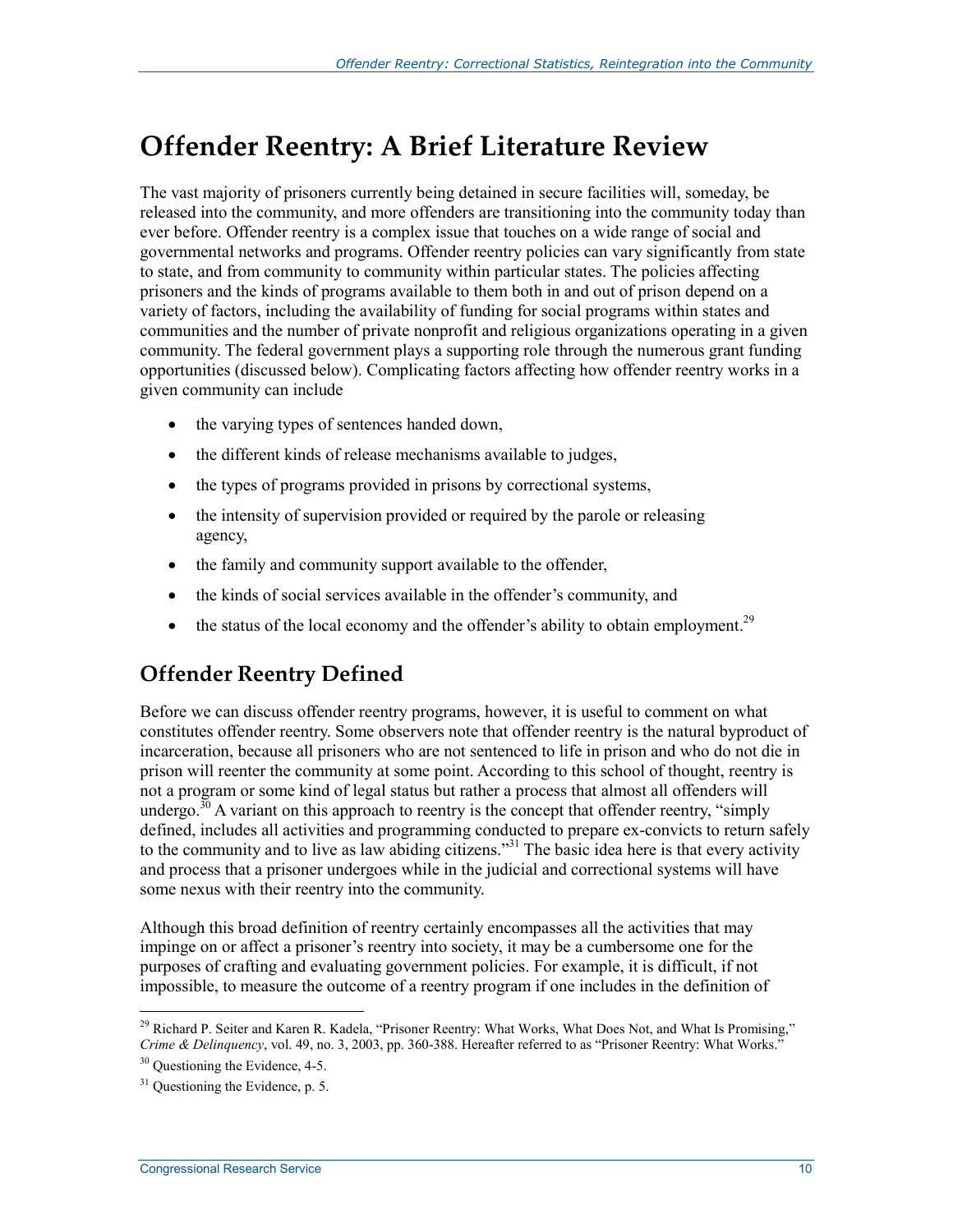# Offender Reentry: A Brief Literature Review

The vast majority of prisoners currently being detained in secure facilities will, someday, be released into the community, and more offenders are transitioning into the community today than ever before. Offender reentry is a complex issue that touches on a wide range of social and governmental networks and programs. Offender reentry policies can vary significantly from state to state, and from community to community within particular states. The policies affecting prisoners and the kinds of programs available to them both in and out of prison depend on a variety of factors, including the availability of funding for social programs within states and communities and the number of private nonprofit and religious organizations operating in a given community. The federal government plays a supporting role through the numerous grant funding opportunities (discussed below). Complicating factors affecting how offender reentry works in a given community can include

- the varying types of sentences handed down,
- the different kinds of release mechanisms available to judges,
- the types of programs provided in prisons by correctional systems,
- the intensity of supervision provided or required by the parole or releasing agency,
- the family and community support available to the offender,
- the kinds of social services available in the offender's community, and
- the status of the local economy and the offender's ability to obtain employment.[29]

## Offender Reentry Defined

Before we can discuss offender reentry programs, however, it is useful to comment on what constitutes offender reentry. Some observers note that offender reentry is the natural byproduct of incarceration, because all prisoners who are not sentenced to life in prison and who do not die in prison will reenter the community at some point. According to this school of thought, reentry is not a program or some kind of legal status but rather a process that almost all offenders will undergo.[30] A variant on this approach to reentry is the concept that offender reentry, "simply defined, includes all activities and programming conducted to prepare ex-convicts to return safely to the community and to live as law abiding citizens."[31] The basic idea here is that every activity and process that a prisoner undergoes while in the judicial and correctional systems will have some nexus with their reentry into the community.

Although this broad definition of reentry certainly encompasses all the activities that may impinge on or affect a prisoner's reentry into society, it may be a cumbersome one for the purposes of crafting and evaluating government policies. For example, it is difficult, if not impossible, to measure the outcome of a reentry program if one includes in the definition of

---

[29] Richard P. Seiter and Karen R. Kadela, "Prisoner Reentry: What Works, What Does Not, and What Is Promising," *Crime & Delinquency*, vol. 49, no. 3, 2003, pp. 360-388. Hereafter referred to as "Prisoner Reentry: What Works."

[30] Questioning the Evidence, 4-5.

[31] Questioning the Evidence, p. 5.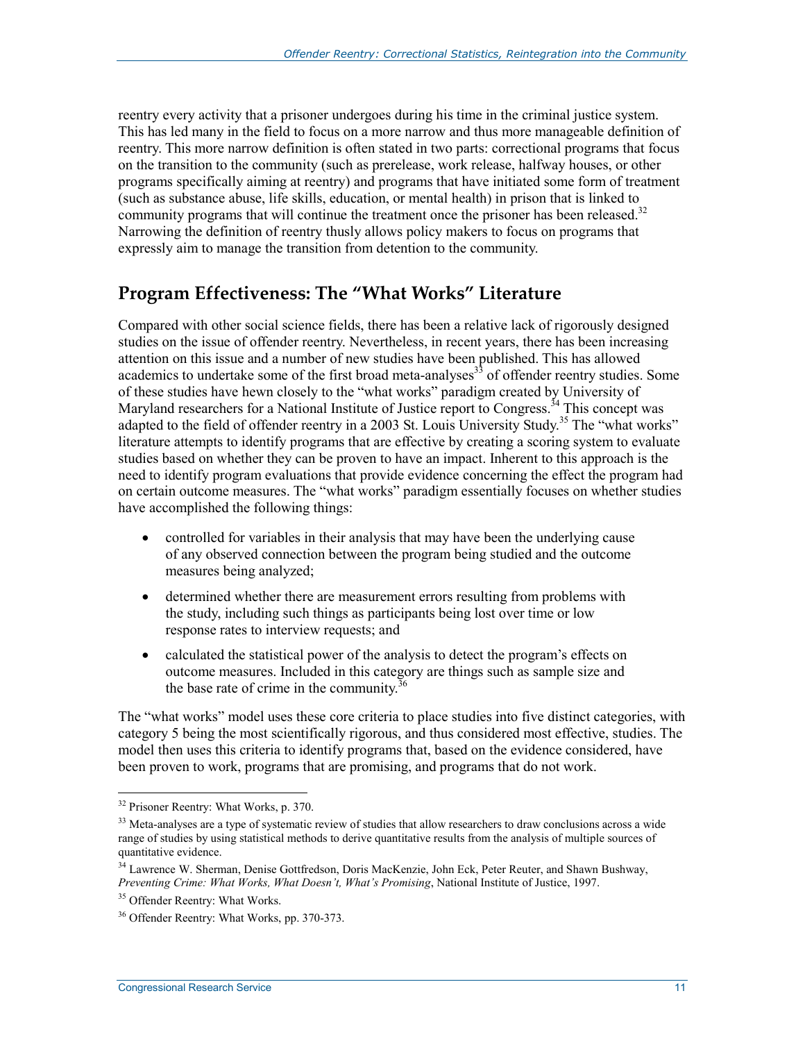reentry every activity that a prisoner undergoes during his time in the criminal justice system. This has led many in the field to focus on a more narrow and thus more manageable definition of reentry. This more narrow definition is often stated in two parts: correctional programs that focus on the transition to the community (such as prerelease, work release, halfway houses, or other programs specifically aiming at reentry) and programs that have initiated some form of treatment (such as substance abuse, life skills, education, or mental health) in prison that is linked to community programs that will continue the treatment once the prisoner has been released.[32] Narrowing the definition of reentry thusly allows policy makers to focus on programs that expressly aim to manage the transition from detention to the community.

## Program Effectiveness: The "What Works" Literature

Compared with other social science fields, there has been a relative lack of rigorously designed studies on the issue of offender reentry. Nevertheless, in recent years, there has been increasing attention on this issue and a number of new studies have been published. This has allowed academics to undertake some of the first broad meta-analyses[33] of offender reentry studies. Some of these studies have hewn closely to the "what works" paradigm created by University of Maryland researchers for a National Institute of Justice report to Congress.[34] This concept was adapted to the field of offender reentry in a 2003 St. Louis University Study.[35] The "what works" literature attempts to identify programs that are effective by creating a scoring system to evaluate studies based on whether they can be proven to have an impact. Inherent to this approach is the need to identify program evaluations that provide evidence concerning the effect the program had on certain outcome measures. The "what works" paradigm essentially focuses on whether studies have accomplished the following things:

- controlled for variables in their analysis that may have been the underlying cause of any observed connection between the program being studied and the outcome measures being analyzed;
- determined whether there are measurement errors resulting from problems with the study, including such things as participants being lost over time or low response rates to interview requests; and
- calculated the statistical power of the analysis to detect the program's effects on outcome measures. Included in this category are things such as sample size and the base rate of crime in the community.[36]

The "what works" model uses these core criteria to place studies into five distinct categories, with category 5 being the most scientifically rigorous, and thus considered most effective, studies. The model then uses this criteria to identify programs that, based on the evidence considered, have been proven to work, programs that are promising, and programs that do not work.

---

[32] Prisoner Reentry: What Works, p. 370.

[33] Meta-analyses are a type of systematic review of studies that allow researchers to draw conclusions across a wide range of studies by using statistical methods to derive quantitative results from the analysis of multiple sources of quantitative evidence.

[34] Lawrence W. Sherman, Denise Gottfredson, Doris MacKenzie, John Eck, Peter Reuter, and Shawn Bushway, *Preventing Crime: What Works, What Doesn't, What's Promising*, National Institute of Justice, 1997.

[35] Offender Reentry: What Works.

[36] Offender Reentry: What Works, pp. 370-373.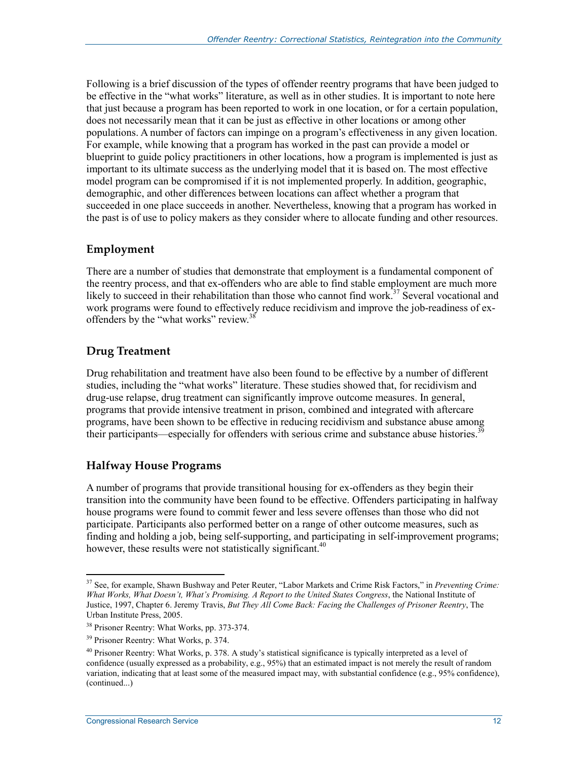Following is a brief discussion of the types of offender reentry programs that have been judged to be effective in the "what works" literature, as well as in other studies. It is important to note here that just because a program has been reported to work in one location, or for a certain population, does not necessarily mean that it can be just as effective in other locations or among other populations. A number of factors can impinge on a program's effectiveness in any given location. For example, while knowing that a program has worked in the past can provide a model or blueprint to guide policy practitioners in other locations, how a program is implemented is just as important to its ultimate success as the underlying model that it is based on. The most effective model program can be compromised if it is not implemented properly. In addition, geographic, demographic, and other differences between locations can affect whether a program that succeeded in one place succeeds in another. Nevertheless, knowing that a program has worked in the past is of use to policy makers as they consider where to allocate funding and other resources.

### Employment

There are a number of studies that demonstrate that employment is a fundamental component of the reentry process, and that ex-offenders who are able to find stable employment are much more likely to succeed in their rehabilitation than those who cannot find work.[37] Several vocational and work programs were found to effectively reduce recidivism and improve the job-readiness of ex-offenders by the "what works" review.[38]

### Drug Treatment

Drug rehabilitation and treatment have also been found to be effective by a number of different studies, including the "what works" literature. These studies showed that, for recidivism and drug-use relapse, drug treatment can significantly improve outcome measures. In general, programs that provide intensive treatment in prison, combined and integrated with aftercare programs, have been shown to be effective in reducing recidivism and substance abuse among their participants—especially for offenders with serious crime and substance abuse histories.[39]

### Halfway House Programs

A number of programs that provide transitional housing for ex-offenders as they begin their transition into the community have been found to be effective. Offenders participating in halfway house programs were found to commit fewer and less severe offenses than those who did not participate. Participants also performed better on a range of other outcome measures, such as finding and holding a job, being self-supporting, and participating in self-improvement programs; however, these results were not statistically significant.[40]

---

[37] See, for example, Shawn Bushway and Peter Reuter, "Labor Markets and Crime Risk Factors," in *Preventing Crime: What Works, What Doesn't, What's Promising. A Report to the United States Congress*, the National Institute of Justice, 1997, Chapter 6. Jeremy Travis, *But They All Come Back: Facing the Challenges of Prisoner Reentry*, The Urban Institute Press, 2005.

[38] Prisoner Reentry: What Works, pp. 373-374.

[39] Prisoner Reentry: What Works, p. 374.

[40] Prisoner Reentry: What Works, p. 378. A study's statistical significance is typically interpreted as a level of confidence (usually expressed as a probability, e.g., 95%) that an estimated impact is not merely the result of random variation, indicating that at least some of the measured impact may, with substantial confidence (e.g., 95% confidence), (continued...)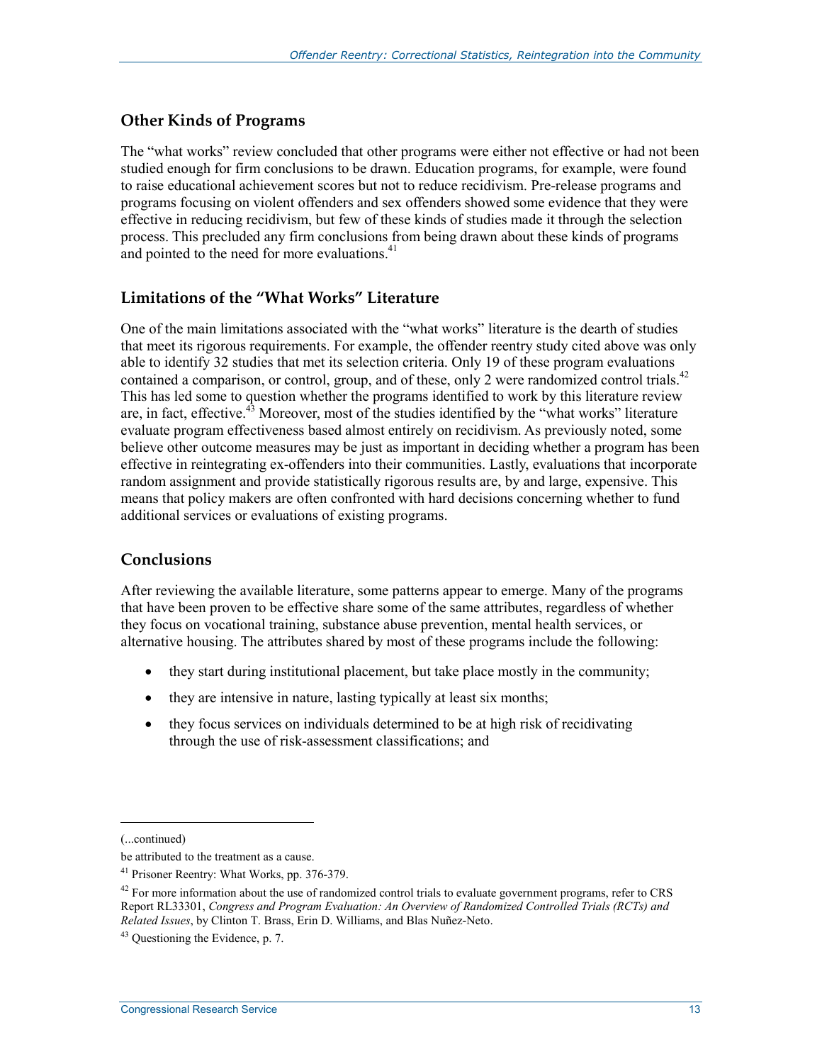## Other Kinds of Programs

The "what works" review concluded that other programs were either not effective or had not been studied enough for firm conclusions to be drawn. Education programs, for example, were found to raise educational achievement scores but not to reduce recidivism. Pre-release programs and programs focusing on violent offenders and sex offenders showed some evidence that they were effective in reducing recidivism, but few of these kinds of studies made it through the selection process. This precluded any firm conclusions from being drawn about these kinds of programs and pointed to the need for more evaluations.[41]

## Limitations of the "What Works" Literature

One of the main limitations associated with the "what works" literature is the dearth of studies that meet its rigorous requirements. For example, the offender reentry study cited above was only able to identify 32 studies that met its selection criteria. Only 19 of these program evaluations contained a comparison, or control, group, and of these, only 2 were randomized control trials.[42] This has led some to question whether the programs identified to work by this literature review are, in fact, effective.[43] Moreover, most of the studies identified by the "what works" literature evaluate program effectiveness based almost entirely on recidivism. As previously noted, some believe other outcome measures may be just as important in deciding whether a program has been effective in reintegrating ex-offenders into their communities. Lastly, evaluations that incorporate random assignment and provide statistically rigorous results are, by and large, expensive. This means that policy makers are often confronted with hard decisions concerning whether to fund additional services or evaluations of existing programs.

## Conclusions

After reviewing the available literature, some patterns appear to emerge. Many of the programs that have been proven to be effective share some of the same attributes, regardless of whether they focus on vocational training, substance abuse prevention, mental health services, or alternative housing. The attributes shared by most of these programs include the following:

- they start during institutional placement, but take place mostly in the community;
- they are intensive in nature, lasting typically at least six months;
- they focus services on individuals determined to be at high risk of recidivating through the use of risk-assessment classifications; and

---

(...continued)

be attributed to the treatment as a cause.

[41] Prisoner Reentry: What Works, pp. 376-379.

[42] For more information about the use of randomized control trials to evaluate government programs, refer to CRS Report RL33301, *Congress and Program Evaluation: An Overview of Randomized Controlled Trials (RCTs) and Related Issues*, by Clinton T. Brass, Erin D. Williams, and Blas Nuñez-Neto.

[43] Questioning the Evidence, p. 7.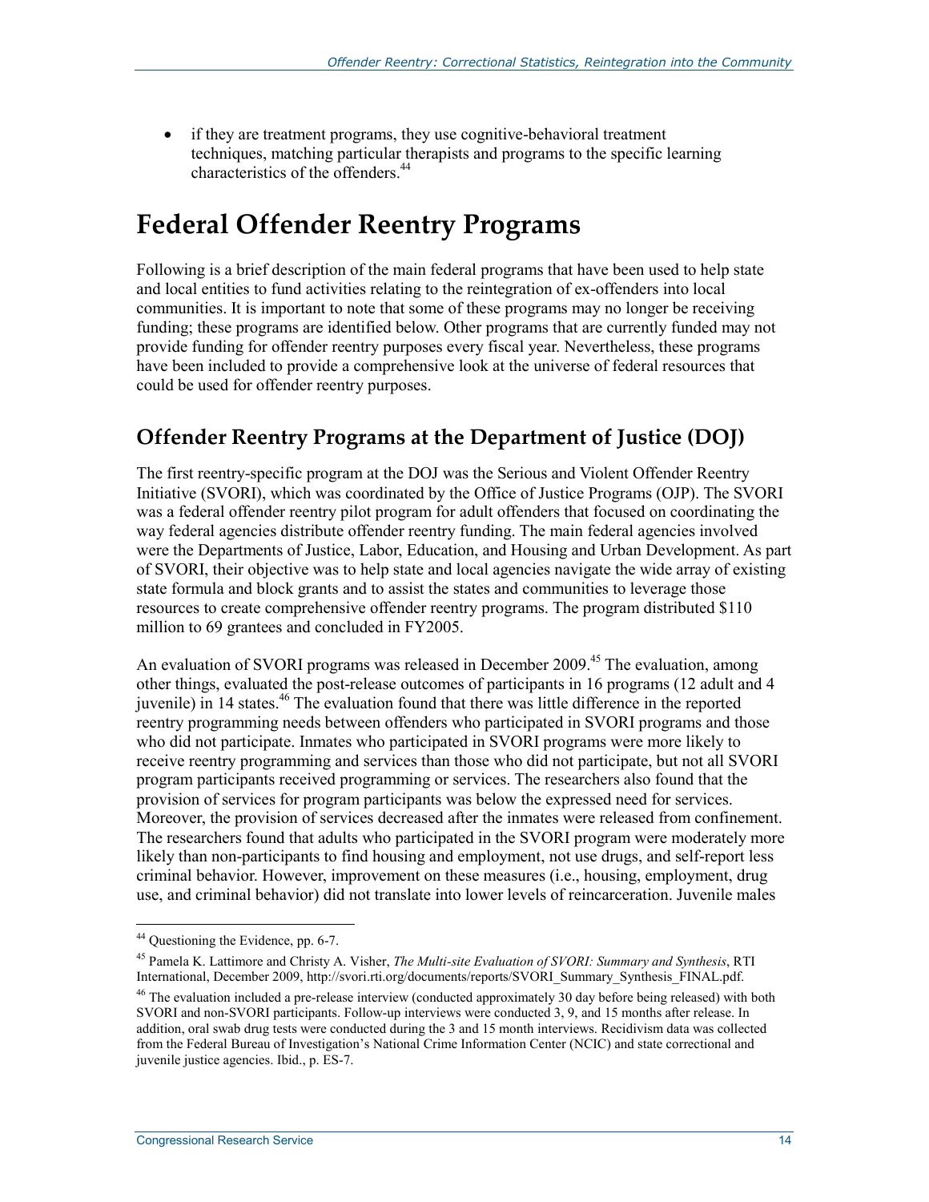- if they are treatment programs, they use cognitive-behavioral treatment techniques, matching particular therapists and programs to the specific learning characteristics of the offenders.[44]

# Federal Offender Reentry Programs

Following is a brief description of the main federal programs that have been used to help state and local entities to fund activities relating to the reintegration of ex-offenders into local communities. It is important to note that some of these programs may no longer be receiving funding; these programs are identified below. Other programs that are currently funded may not provide funding for offender reentry purposes every fiscal year. Nevertheless, these programs have been included to provide a comprehensive look at the universe of federal resources that could be used for offender reentry purposes.

## Offender Reentry Programs at the Department of Justice (DOJ)

The first reentry-specific program at the DOJ was the Serious and Violent Offender Reentry Initiative (SVORI), which was coordinated by the Office of Justice Programs (OJP). The SVORI was a federal offender reentry pilot program for adult offenders that focused on coordinating the way federal agencies distribute offender reentry funding. The main federal agencies involved were the Departments of Justice, Labor, Education, and Housing and Urban Development. As part of SVORI, their objective was to help state and local agencies navigate the wide array of existing state formula and block grants and to assist the states and communities to leverage those resources to create comprehensive offender reentry programs. The program distributed $110 million to 69 grantees and concluded in FY2005.

An evaluation of SVORI programs was released in December 2009.[45] The evaluation, among other things, evaluated the post-release outcomes of participants in 16 programs (12 adult and 4 juvenile) in 14 states.[46] The evaluation found that there was little difference in the reported reentry programming needs between offenders who participated in SVORI programs and those who did not participate. Inmates who participated in SVORI programs were more likely to receive reentry programming and services than those who did not participate, but not all SVORI program participants received programming or services. The researchers also found that the provision of services for program participants was below the expressed need for services. Moreover, the provision of services decreased after the inmates were released from confinement. The researchers found that adults who participated in the SVORI program were moderately more likely than non-participants to find housing and employment, not use drugs, and self-report less criminal behavior. However, improvement on these measures (i.e., housing, employment, drug use, and criminal behavior) did not translate into lower levels of reincarceration. Juvenile males

---

[44] Questioning the Evidence, pp. 6-7.

[45] Pamela K. Lattimore and Christy A. Visher, *The Multi-site Evaluation of SVORI: Summary and Synthesis*, RTI International, December 2009, http://svori.rti.org/documents/reports/SVORI_Summary_Synthesis_FINAL.pdf.

[46] The evaluation included a pre-release interview (conducted approximately 30 day before being released) with both SVORI and non-SVORI participants. Follow-up interviews were conducted 3, 9, and 15 months after release. In addition, oral swab drug tests were conducted during the 3 and 15 month interviews. Recidivism data was collected from the Federal Bureau of Investigation's National Crime Information Center (NCIC) and state correctional and juvenile justice agencies. Ibid., p. ES-7.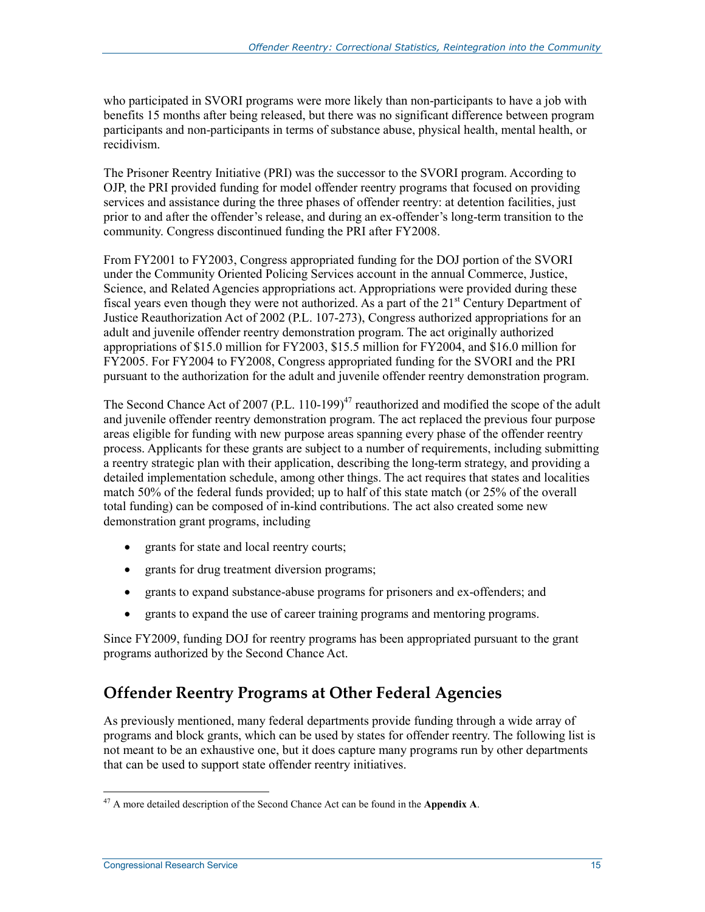who participated in SVORI programs were more likely than non-participants to have a job with benefits 15 months after being released, but there was no significant difference between program participants and non-participants in terms of substance abuse, physical health, mental health, or recidivism.

The Prisoner Reentry Initiative (PRI) was the successor to the SVORI program. According to OJP, the PRI provided funding for model offender reentry programs that focused on providing services and assistance during the three phases of offender reentry: at detention facilities, just prior to and after the offender's release, and during an ex-offender's long-term transition to the community. Congress discontinued funding the PRI after FY2008.

From FY2001 to FY2003, Congress appropriated funding for the DOJ portion of the SVORI under the Community Oriented Policing Services account in the annual Commerce, Justice, Science, and Related Agencies appropriations act. Appropriations were provided during these fiscal years even though they were not authorized. As a part of the 21st Century Department of Justice Reauthorization Act of 2002 (P.L. 107-273), Congress authorized appropriations for an adult and juvenile offender reentry demonstration program. The act originally authorized appropriations of $15.0 million for FY2003, $15.5 million for FY2004, and $16.0 million for FY2005. For FY2004 to FY2008, Congress appropriated funding for the SVORI and the PRI pursuant to the authorization for the adult and juvenile offender reentry demonstration program.

The Second Chance Act of 2007 (P.L. 110-199)[47] reauthorized and modified the scope of the adult and juvenile offender reentry demonstration program. The act replaced the previous four purpose areas eligible for funding with new purpose areas spanning every phase of the offender reentry process. Applicants for these grants are subject to a number of requirements, including submitting a reentry strategic plan with their application, describing the long-term strategy, and providing a detailed implementation schedule, among other things. The act requires that states and localities match 50% of the federal funds provided; up to half of this state match (or 25% of the overall total funding) can be composed of in-kind contributions. The act also created some new demonstration grant programs, including

- grants for state and local reentry courts;
- grants for drug treatment diversion programs;
- grants to expand substance-abuse programs for prisoners and ex-offenders; and
- grants to expand the use of career training programs and mentoring programs.

Since FY2009, funding DOJ for reentry programs has been appropriated pursuant to the grant programs authorized by the Second Chance Act.

## Offender Reentry Programs at Other Federal Agencies

As previously mentioned, many federal departments provide funding through a wide array of programs and block grants, which can be used by states for offender reentry. The following list is not meant to be an exhaustive one, but it does capture many programs run by other departments that can be used to support state offender reentry initiatives.

[47] A more detailed description of the Second Chance Act can be found in the **Appendix A**.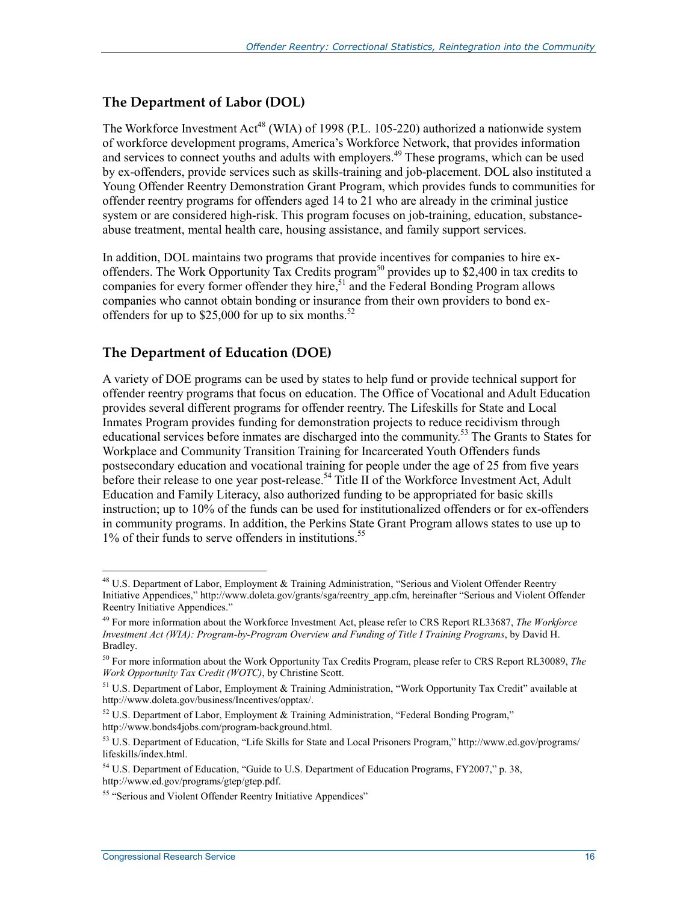## The Department of Labor (DOL)

The Workforce Investment Act[48] (WIA) of 1998 (P.L. 105-220) authorized a nationwide system of workforce development programs, America's Workforce Network, that provides information and services to connect youths and adults with employers.[49] These programs, which can be used by ex-offenders, provide services such as skills-training and job-placement. DOL also instituted a Young Offender Reentry Demonstration Grant Program, which provides funds to communities for offender reentry programs for offenders aged 14 to 21 who are already in the criminal justice system or are considered high-risk. This program focuses on job-training, education, substance-abuse treatment, mental health care, housing assistance, and family support services.

In addition, DOL maintains two programs that provide incentives for companies to hire ex-offenders. The Work Opportunity Tax Credits program[50] provides up to $2,400 in tax credits to companies for every former offender they hire,[51] and the Federal Bonding Program allows companies who cannot obtain bonding or insurance from their own providers to bond ex-offenders for up to $25,000 for up to six months.[52]

## The Department of Education (DOE)

A variety of DOE programs can be used by states to help fund or provide technical support for offender reentry programs that focus on education. The Office of Vocational and Adult Education provides several different programs for offender reentry. The Lifeskills for State and Local Inmates Program provides funding for demonstration projects to reduce recidivism through educational services before inmates are discharged into the community.[53] The Grants to States for Workplace and Community Transition Training for Incarcerated Youth Offenders funds postsecondary education and vocational training for people under the age of 25 from five years before their release to one year post-release.[54] Title II of the Workforce Investment Act, Adult Education and Family Literacy, also authorized funding to be appropriated for basic skills instruction; up to 10% of the funds can be used for institutionalized offenders or for ex-offenders in community programs. In addition, the Perkins State Grant Program allows states to use up to 1% of their funds to serve offenders in institutions.[55]

---

[48] U.S. Department of Labor, Employment & Training Administration, "Serious and Violent Offender Reentry Initiative Appendices," http://www.doleta.gov/grants/sga/reentry_app.cfm, hereinafter "Serious and Violent Offender Reentry Initiative Appendices."

[49] For more information about the Workforce Investment Act, please refer to CRS Report RL33687, *The Workforce Investment Act (WIA): Program-by-Program Overview and Funding of Title I Training Programs*, by David H. Bradley.

[50] For more information about the Work Opportunity Tax Credits Program, please refer to CRS Report RL30089, *The Work Opportunity Tax Credit (WOTC)*, by Christine Scott.

[51] U.S. Department of Labor, Employment & Training Administration, "Work Opportunity Tax Credit" available at http://www.doleta.gov/business/Incentives/opptax/.

[52] U.S. Department of Labor, Employment & Training Administration, "Federal Bonding Program," http://www.bonds4jobs.com/program-background.html.

[53] U.S. Department of Education, "Life Skills for State and Local Prisoners Program," http://www.ed.gov/programs/lifeskills/index.html.

[54] U.S. Department of Education, "Guide to U.S. Department of Education Programs, FY2007," p. 38, http://www.ed.gov/programs/gtep/gtep.pdf.

[55] "Serious and Violent Offender Reentry Initiative Appendices"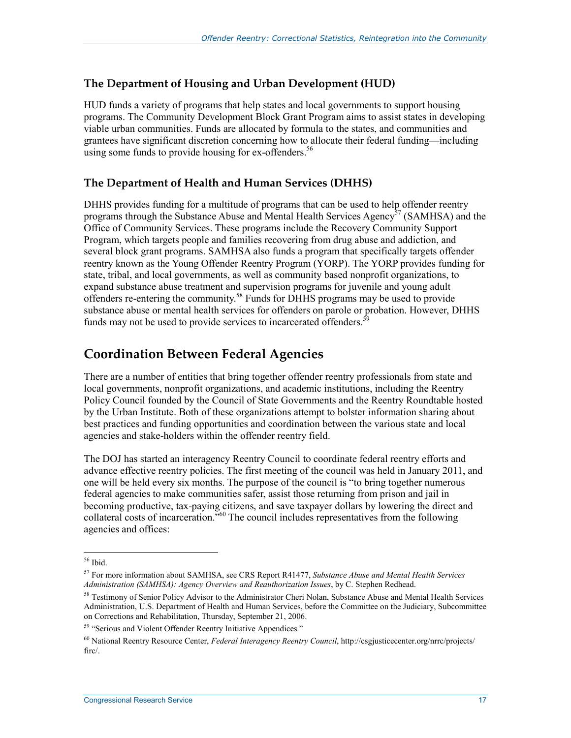### The Department of Housing and Urban Development (HUD)

HUD funds a variety of programs that help states and local governments to support housing programs. The Community Development Block Grant Program aims to assist states in developing viable urban communities. Funds are allocated by formula to the states, and communities and grantees have significant discretion concerning how to allocate their federal funding—including using some funds to provide housing for ex-offenders.[56]

### The Department of Health and Human Services (DHHS)

DHHS provides funding for a multitude of programs that can be used to help offender reentry programs through the Substance Abuse and Mental Health Services Agency[57] (SAMHSA) and the Office of Community Services. These programs include the Recovery Community Support Program, which targets people and families recovering from drug abuse and addiction, and several block grant programs. SAMHSA also funds a program that specifically targets offender reentry known as the Young Offender Reentry Program (YORP). The YORP provides funding for state, tribal, and local governments, as well as community based nonprofit organizations, to expand substance abuse treatment and supervision programs for juvenile and young adult offenders re-entering the community.[58] Funds for DHHS programs may be used to provide substance abuse or mental health services for offenders on parole or probation. However, DHHS funds may not be used to provide services to incarcerated offenders.[59]

## Coordination Between Federal Agencies

There are a number of entities that bring together offender reentry professionals from state and local governments, nonprofit organizations, and academic institutions, including the Reentry Policy Council founded by the Council of State Governments and the Reentry Roundtable hosted by the Urban Institute. Both of these organizations attempt to bolster information sharing about best practices and funding opportunities and coordination between the various state and local agencies and stake-holders within the offender reentry field.

The DOJ has started an interagency Reentry Council to coordinate federal reentry efforts and advance effective reentry policies. The first meeting of the council was held in January 2011, and one will be held every six months. The purpose of the council is "to bring together numerous federal agencies to make communities safer, assist those returning from prison and jail in becoming productive, tax-paying citizens, and save taxpayer dollars by lowering the direct and collateral costs of incarceration."[60] The council includes representatives from the following agencies and offices:

---

[56] Ibid.

[57] For more information about SAMHSA, see CRS Report R41477, *Substance Abuse and Mental Health Services Administration (SAMHSA): Agency Overview and Reauthorization Issues*, by C. Stephen Redhead.

[58] Testimony of Senior Policy Advisor to the Administrator Cheri Nolan, Substance Abuse and Mental Health Services Administration, U.S. Department of Health and Human Services, before the Committee on the Judiciary, Subcommittee on Corrections and Rehabilitation, Thursday, September 21, 2006.

[59] "Serious and Violent Offender Reentry Initiative Appendices."

[60] National Reentry Resource Center, *Federal Interagency Reentry Council*, http://csgjusticecenter.org/nrrc/projects/firc/.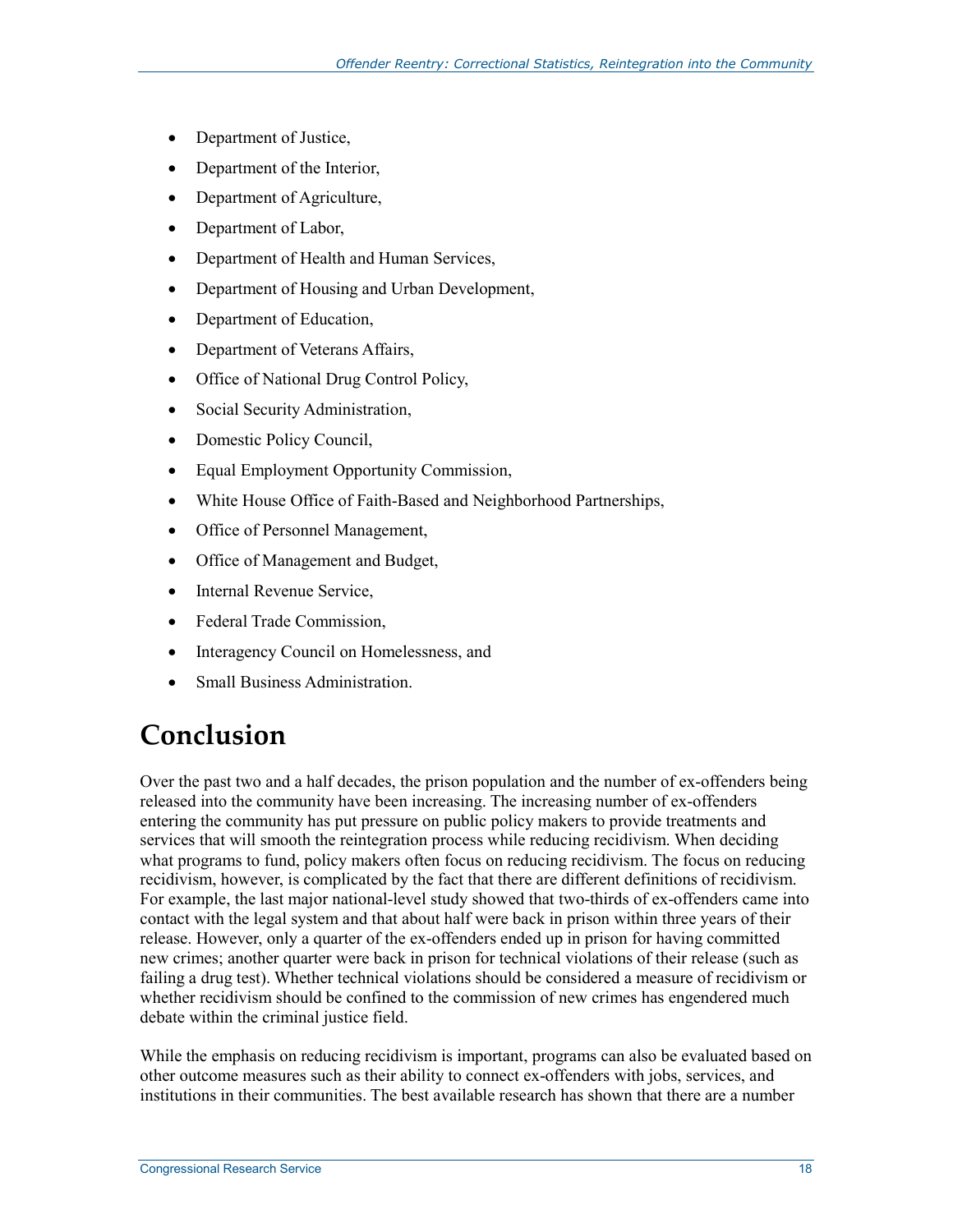- Department of Justice,
- Department of the Interior,
- Department of Agriculture,
- Department of Labor,
- Department of Health and Human Services,
- Department of Housing and Urban Development,
- Department of Education,
- Department of Veterans Affairs,
- Office of National Drug Control Policy,
- Social Security Administration,
- Domestic Policy Council,
- Equal Employment Opportunity Commission,
- White House Office of Faith-Based and Neighborhood Partnerships,
- Office of Personnel Management,
- Office of Management and Budget,
- Internal Revenue Service,
- Federal Trade Commission,
- Interagency Council on Homelessness, and
- Small Business Administration.

# Conclusion

Over the past two and a half decades, the prison population and the number of ex-offenders being released into the community have been increasing. The increasing number of ex-offenders entering the community has put pressure on public policy makers to provide treatments and services that will smooth the reintegration process while reducing recidivism. When deciding what programs to fund, policy makers often focus on reducing recidivism. The focus on reducing recidivism, however, is complicated by the fact that there are different definitions of recidivism. For example, the last major national-level study showed that two-thirds of ex-offenders came into contact with the legal system and that about half were back in prison within three years of their release. However, only a quarter of the ex-offenders ended up in prison for having committed new crimes; another quarter were back in prison for technical violations of their release (such as failing a drug test). Whether technical violations should be considered a measure of recidivism or whether recidivism should be confined to the commission of new crimes has engendered much debate within the criminal justice field.

While the emphasis on reducing recidivism is important, programs can also be evaluated based on other outcome measures such as their ability to connect ex-offenders with jobs, services, and institutions in their communities. The best available research has shown that there are a number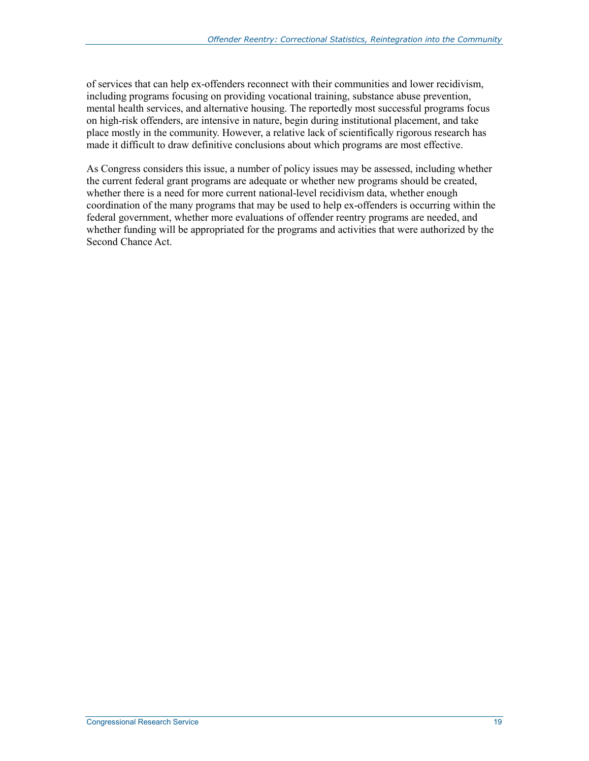of services that can help ex-offenders reconnect with their communities and lower recidivism, including programs focusing on providing vocational training, substance abuse prevention, mental health services, and alternative housing. The reportedly most successful programs focus on high-risk offenders, are intensive in nature, begin during institutional placement, and take place mostly in the community. However, a relative lack of scientifically rigorous research has made it difficult to draw definitive conclusions about which programs are most effective.

As Congress considers this issue, a number of policy issues may be assessed, including whether the current federal grant programs are adequate or whether new programs should be created, whether there is a need for more current national-level recidivism data, whether enough coordination of the many programs that may be used to help ex-offenders is occurring within the federal government, whether more evaluations of offender reentry programs are needed, and whether funding will be appropriated for the programs and activities that were authorized by the Second Chance Act.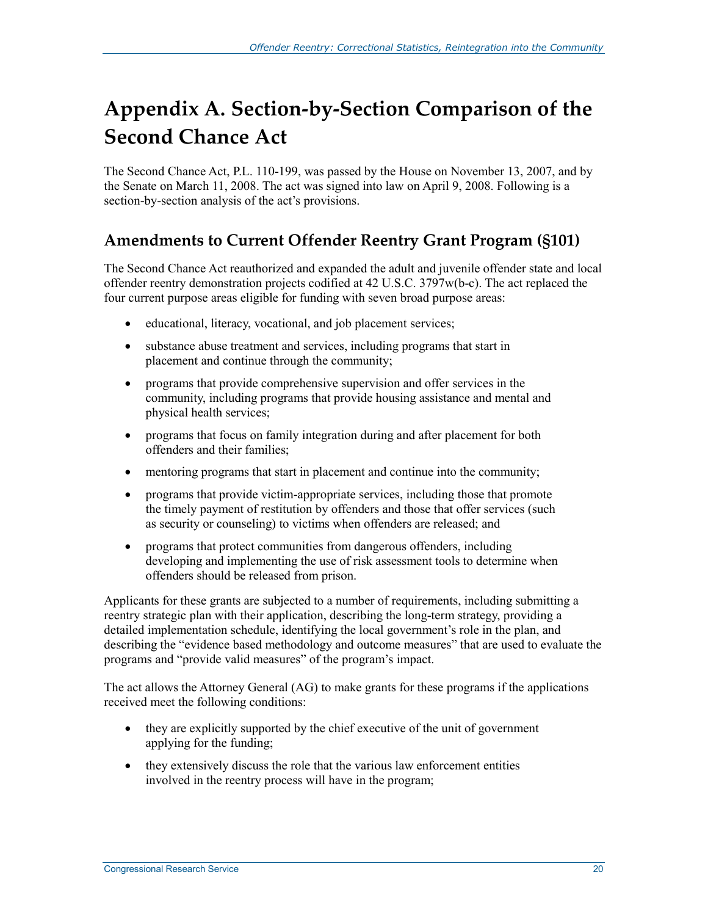# Appendix A. Section-by-Section Comparison of the Second Chance Act

The Second Chance Act, P.L. 110-199, was passed by the House on November 13, 2007, and by the Senate on March 11, 2008. The act was signed into law on April 9, 2008. Following is a section-by-section analysis of the act's provisions.

## Amendments to Current Offender Reentry Grant Program (§101)

The Second Chance Act reauthorized and expanded the adult and juvenile offender state and local offender reentry demonstration projects codified at 42 U.S.C. 3797w(b-c). The act replaced the four current purpose areas eligible for funding with seven broad purpose areas:

- educational, literacy, vocational, and job placement services;
- substance abuse treatment and services, including programs that start in placement and continue through the community;
- programs that provide comprehensive supervision and offer services in the community, including programs that provide housing assistance and mental and physical health services;
- programs that focus on family integration during and after placement for both offenders and their families;
- mentoring programs that start in placement and continue into the community;
- programs that provide victim-appropriate services, including those that promote the timely payment of restitution by offenders and those that offer services (such as security or counseling) to victims when offenders are released; and
- programs that protect communities from dangerous offenders, including developing and implementing the use of risk assessment tools to determine when offenders should be released from prison.

Applicants for these grants are subjected to a number of requirements, including submitting a reentry strategic plan with their application, describing the long-term strategy, providing a detailed implementation schedule, identifying the local government's role in the plan, and describing the "evidence based methodology and outcome measures" that are used to evaluate the programs and "provide valid measures" of the program's impact.

The act allows the Attorney General (AG) to make grants for these programs if the applications received meet the following conditions:

- they are explicitly supported by the chief executive of the unit of government applying for the funding;
- they extensively discuss the role that the various law enforcement entities involved in the reentry process will have in the program;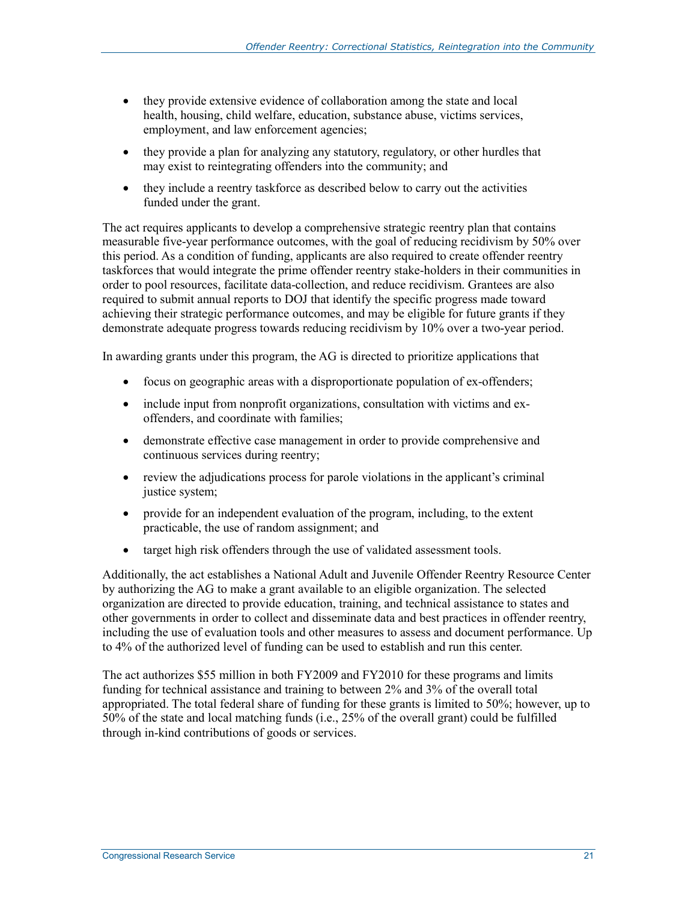- they provide extensive evidence of collaboration among the state and local health, housing, child welfare, education, substance abuse, victims services, employment, and law enforcement agencies;
- they provide a plan for analyzing any statutory, regulatory, or other hurdles that may exist to reintegrating offenders into the community; and
- they include a reentry taskforce as described below to carry out the activities funded under the grant.

The act requires applicants to develop a comprehensive strategic reentry plan that contains measurable five-year performance outcomes, with the goal of reducing recidivism by 50% over this period. As a condition of funding, applicants are also required to create offender reentry taskforces that would integrate the prime offender reentry stake-holders in their communities in order to pool resources, facilitate data-collection, and reduce recidivism. Grantees are also required to submit annual reports to DOJ that identify the specific progress made toward achieving their strategic performance outcomes, and may be eligible for future grants if they demonstrate adequate progress towards reducing recidivism by 10% over a two-year period.

In awarding grants under this program, the AG is directed to prioritize applications that

- focus on geographic areas with a disproportionate population of ex-offenders;
- include input from nonprofit organizations, consultation with victims and ex-offenders, and coordinate with families;
- demonstrate effective case management in order to provide comprehensive and continuous services during reentry;
- review the adjudications process for parole violations in the applicant's criminal justice system;
- provide for an independent evaluation of the program, including, to the extent practicable, the use of random assignment; and
- target high risk offenders through the use of validated assessment tools.

Additionally, the act establishes a National Adult and Juvenile Offender Reentry Resource Center by authorizing the AG to make a grant available to an eligible organization. The selected organization are directed to provide education, training, and technical assistance to states and other governments in order to collect and disseminate data and best practices in offender reentry, including the use of evaluation tools and other measures to assess and document performance. Up to 4% of the authorized level of funding can be used to establish and run this center.

The act authorizes $55 million in both FY2009 and FY2010 for these programs and limits funding for technical assistance and training to between 2% and 3% of the overall total appropriated. The total federal share of funding for these grants is limited to 50%; however, up to 50% of the state and local matching funds (i.e., 25% of the overall grant) could be fulfilled through in-kind contributions of goods or services.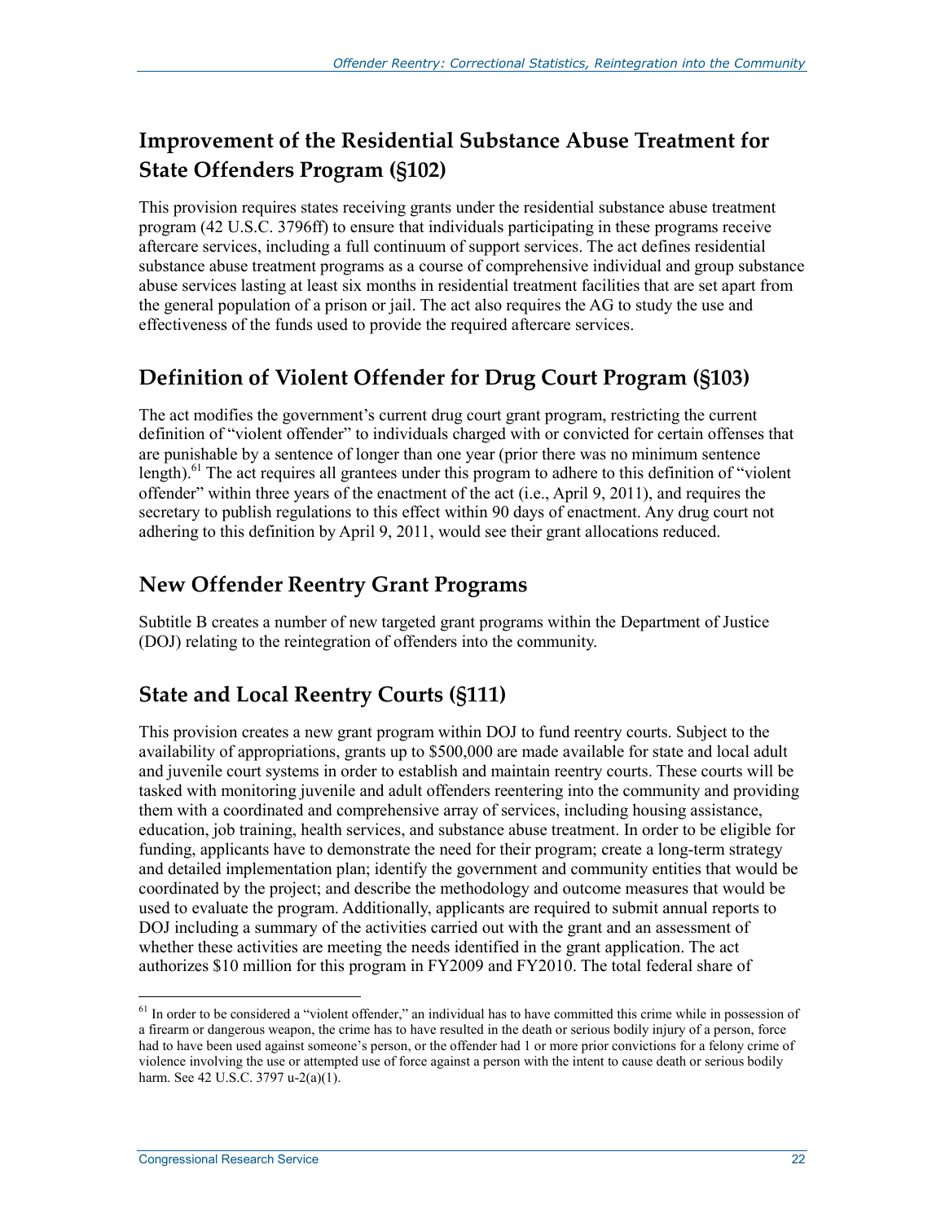## Improvement of the Residential Substance Abuse Treatment for State Offenders Program (§102)

This provision requires states receiving grants under the residential substance abuse treatment program (42 U.S.C. 3796ff) to ensure that individuals participating in these programs receive aftercare services, including a full continuum of support services. The act defines residential substance abuse treatment programs as a course of comprehensive individual and group substance abuse services lasting at least six months in residential treatment facilities that are set apart from the general population of a prison or jail. The act also requires the AG to study the use and effectiveness of the funds used to provide the required aftercare services.

## Definition of Violent Offender for Drug Court Program (§103)

The act modifies the government's current drug court grant program, restricting the current definition of "violent offender" to individuals charged with or convicted for certain offenses that are punishable by a sentence of longer than one year (prior there was no minimum sentence length).[61] The act requires all grantees under this program to adhere to this definition of "violent offender" within three years of the enactment of the act (i.e., April 9, 2011), and requires the secretary to publish regulations to this effect within 90 days of enactment. Any drug court not adhering to this definition by April 9, 2011, would see their grant allocations reduced.

## New Offender Reentry Grant Programs

Subtitle B creates a number of new targeted grant programs within the Department of Justice (DOJ) relating to the reintegration of offenders into the community.

## State and Local Reentry Courts (§111)

This provision creates a new grant program within DOJ to fund reentry courts. Subject to the availability of appropriations, grants up to $500,000 are made available for state and local adult and juvenile court systems in order to establish and maintain reentry courts. These courts will be tasked with monitoring juvenile and adult offenders reentering into the community and providing them with a coordinated and comprehensive array of services, including housing assistance, education, job training, health services, and substance abuse treatment. In order to be eligible for funding, applicants have to demonstrate the need for their program; create a long-term strategy and detailed implementation plan; identify the government and community entities that would be coordinated by the project; and describe the methodology and outcome measures that would be used to evaluate the program. Additionally, applicants are required to submit annual reports to DOJ including a summary of the activities carried out with the grant and an assessment of whether these activities are meeting the needs identified in the grant application. The act authorizes $10 million for this program in FY2009 and FY2010. The total federal share of

---

[61] In order to be considered a "violent offender," an individual has to have committed this crime while in possession of a firearm or dangerous weapon, the crime has to have resulted in the death or serious bodily injury of a person, force had to have been used against someone's person, or the offender had 1 or more prior convictions for a felony crime of violence involving the use or attempted use of force against a person with the intent to cause death or serious bodily harm. See 42 U.S.C. 3797 u-2(a)(1).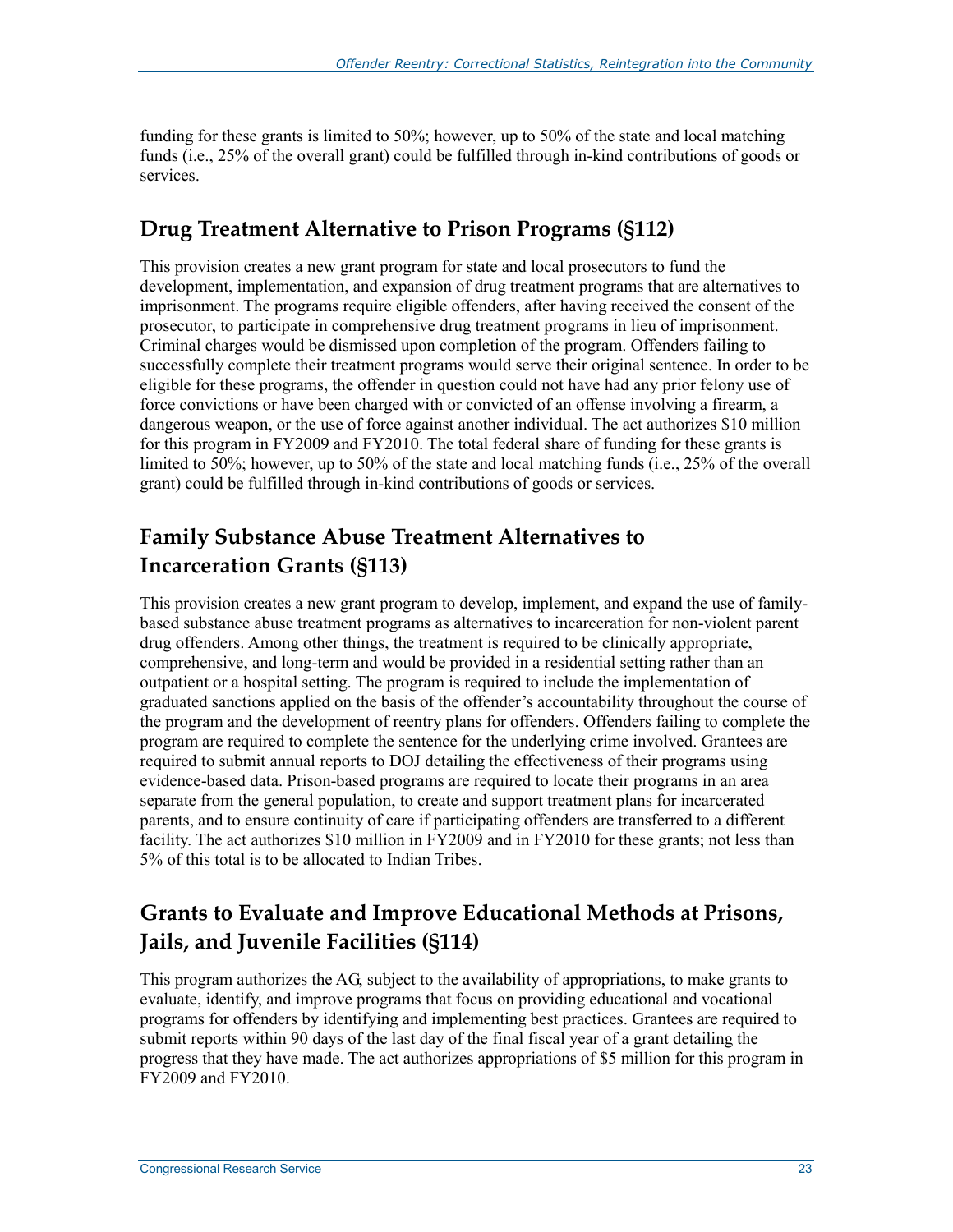funding for these grants is limited to 50%; however, up to 50% of the state and local matching funds (i.e., 25% of the overall grant) could be fulfilled through in-kind contributions of goods or services.

## Drug Treatment Alternative to Prison Programs (§112)

This provision creates a new grant program for state and local prosecutors to fund the development, implementation, and expansion of drug treatment programs that are alternatives to imprisonment. The programs require eligible offenders, after having received the consent of the prosecutor, to participate in comprehensive drug treatment programs in lieu of imprisonment. Criminal charges would be dismissed upon completion of the program. Offenders failing to successfully complete their treatment programs would serve their original sentence. In order to be eligible for these programs, the offender in question could not have had any prior felony use of force convictions or have been charged with or convicted of an offense involving a firearm, a dangerous weapon, or the use of force against another individual. The act authorizes $10 million for this program in FY2009 and FY2010. The total federal share of funding for these grants is limited to 50%; however, up to 50% of the state and local matching funds (i.e., 25% of the overall grant) could be fulfilled through in-kind contributions of goods or services.

## Family Substance Abuse Treatment Alternatives to Incarceration Grants (§113)

This provision creates a new grant program to develop, implement, and expand the use of family-based substance abuse treatment programs as alternatives to incarceration for non-violent parent drug offenders. Among other things, the treatment is required to be clinically appropriate, comprehensive, and long-term and would be provided in a residential setting rather than an outpatient or a hospital setting. The program is required to include the implementation of graduated sanctions applied on the basis of the offender's accountability throughout the course of the program and the development of reentry plans for offenders. Offenders failing to complete the program are required to complete the sentence for the underlying crime involved. Grantees are required to submit annual reports to DOJ detailing the effectiveness of their programs using evidence-based data. Prison-based programs are required to locate their programs in an area separate from the general population, to create and support treatment plans for incarcerated parents, and to ensure continuity of care if participating offenders are transferred to a different facility. The act authorizes $10 million in FY2009 and in FY2010 for these grants; not less than 5% of this total is to be allocated to Indian Tribes.

## Grants to Evaluate and Improve Educational Methods at Prisons, Jails, and Juvenile Facilities (§114)

This program authorizes the AG, subject to the availability of appropriations, to make grants to evaluate, identify, and improve programs that focus on providing educational and vocational programs for offenders by identifying and implementing best practices. Grantees are required to submit reports within 90 days of the last day of the final fiscal year of a grant detailing the progress that they have made. The act authorizes appropriations of $5 million for this program in FY2009 and FY2010.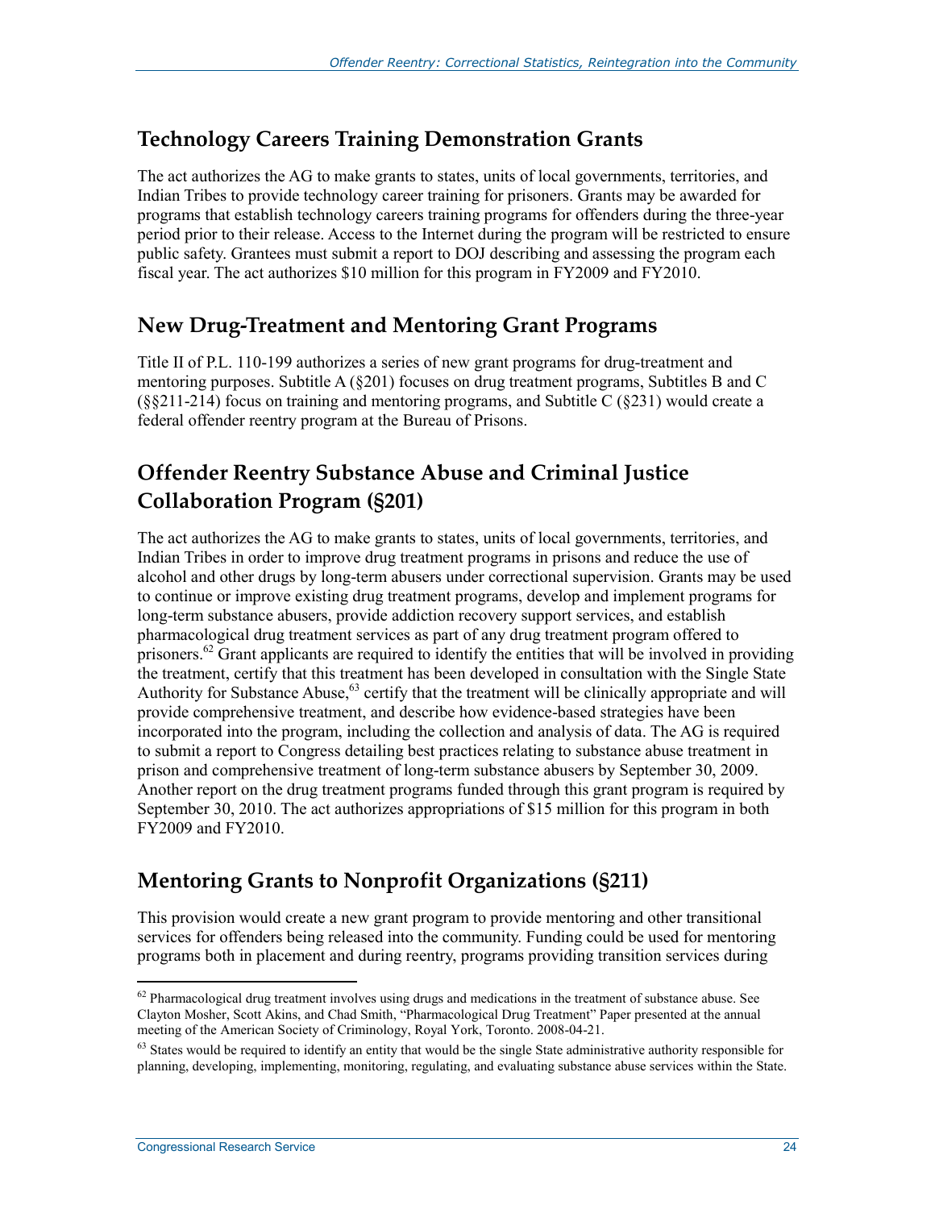## Technology Careers Training Demonstration Grants

The act authorizes the AG to make grants to states, units of local governments, territories, and Indian Tribes to provide technology career training for prisoners. Grants may be awarded for programs that establish technology careers training programs for offenders during the three-year period prior to their release. Access to the Internet during the program will be restricted to ensure public safety. Grantees must submit a report to DOJ describing and assessing the program each fiscal year. The act authorizes $10 million for this program in FY2009 and FY2010.

## New Drug-Treatment and Mentoring Grant Programs

Title II of P.L. 110-199 authorizes a series of new grant programs for drug-treatment and mentoring purposes. Subtitle A (§201) focuses on drug treatment programs, Subtitles B and C (§§211-214) focus on training and mentoring programs, and Subtitle C (§231) would create a federal offender reentry program at the Bureau of Prisons.

## Offender Reentry Substance Abuse and Criminal Justice Collaboration Program (§201)

The act authorizes the AG to make grants to states, units of local governments, territories, and Indian Tribes in order to improve drug treatment programs in prisons and reduce the use of alcohol and other drugs by long-term abusers under correctional supervision. Grants may be used to continue or improve existing drug treatment programs, develop and implement programs for long-term substance abusers, provide addiction recovery support services, and establish pharmacological drug treatment services as part of any drug treatment program offered to prisoners.[62] Grant applicants are required to identify the entities that will be involved in providing the treatment, certify that this treatment has been developed in consultation with the Single State Authority for Substance Abuse,[63] certify that the treatment will be clinically appropriate and will provide comprehensive treatment, and describe how evidence-based strategies have been incorporated into the program, including the collection and analysis of data. The AG is required to submit a report to Congress detailing best practices relating to substance abuse treatment in prison and comprehensive treatment of long-term substance abusers by September 30, 2009. Another report on the drug treatment programs funded through this grant program is required by September 30, 2010. The act authorizes appropriations of $15 million for this program in both FY2009 and FY2010.

## Mentoring Grants to Nonprofit Organizations (§211)

This provision would create a new grant program to provide mentoring and other transitional services for offenders being released into the community. Funding could be used for mentoring programs both in placement and during reentry, programs providing transition services during

---

[62] Pharmacological drug treatment involves using drugs and medications in the treatment of substance abuse. See Clayton Mosher, Scott Akins, and Chad Smith, "Pharmacological Drug Treatment" Paper presented at the annual meeting of the American Society of Criminology, Royal York, Toronto. 2008-04-21.

[63] States would be required to identify an entity that would be the single State administrative authority responsible for planning, developing, implementing, monitoring, regulating, and evaluating substance abuse services within the State.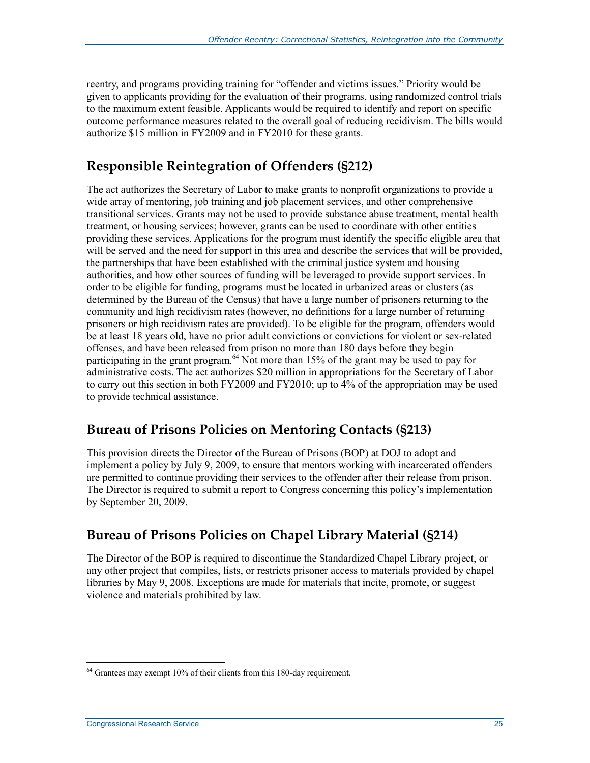reentry, and programs providing training for "offender and victims issues." Priority would be given to applicants providing for the evaluation of their programs, using randomized control trials to the maximum extent feasible. Applicants would be required to identify and report on specific outcome performance measures related to the overall goal of reducing recidivism. The bills would authorize $15 million in FY2009 and in FY2010 for these grants.

## Responsible Reintegration of Offenders (§212)

The act authorizes the Secretary of Labor to make grants to nonprofit organizations to provide a wide array of mentoring, job training and job placement services, and other comprehensive transitional services. Grants may not be used to provide substance abuse treatment, mental health treatment, or housing services; however, grants can be used to coordinate with other entities providing these services. Applications for the program must identify the specific eligible area that will be served and the need for support in this area and describe the services that will be provided, the partnerships that have been established with the criminal justice system and housing authorities, and how other sources of funding will be leveraged to provide support services. In order to be eligible for funding, programs must be located in urbanized areas or clusters (as determined by the Bureau of the Census) that have a large number of prisoners returning to the community and high recidivism rates (however, no definitions for a large number of returning prisoners or high recidivism rates are provided). To be eligible for the program, offenders would be at least 18 years old, have no prior adult convictions or convictions for violent or sex-related offenses, and have been released from prison no more than 180 days before they begin participating in the grant program.[64] Not more than 15% of the grant may be used to pay for administrative costs. The act authorizes $20 million in appropriations for the Secretary of Labor to carry out this section in both FY2009 and FY2010; up to 4% of the appropriation may be used to provide technical assistance.

## Bureau of Prisons Policies on Mentoring Contacts (§213)

This provision directs the Director of the Bureau of Prisons (BOP) at DOJ to adopt and implement a policy by July 9, 2009, to ensure that mentors working with incarcerated offenders are permitted to continue providing their services to the offender after their release from prison. The Director is required to submit a report to Congress concerning this policy's implementation by September 20, 2009.

## Bureau of Prisons Policies on Chapel Library Material (§214)

The Director of the BOP is required to discontinue the Standardized Chapel Library project, or any other project that compiles, lists, or restricts prisoner access to materials provided by chapel libraries by May 9, 2008. Exceptions are made for materials that incite, promote, or suggest violence and materials prohibited by law.

---

[64] Grantees may exempt 10% of their clients from this 180-day requirement.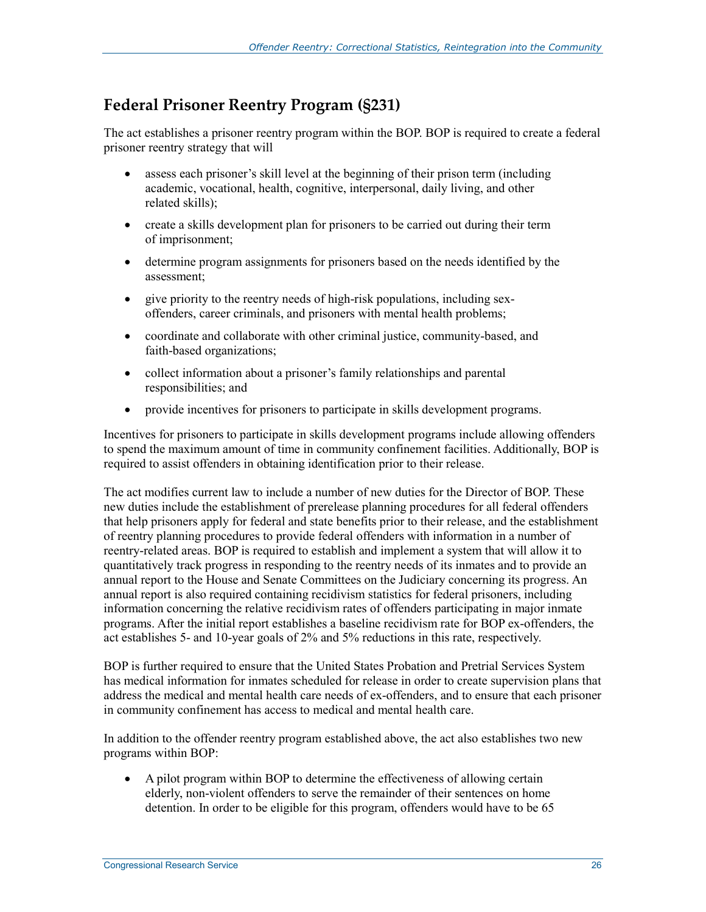## Federal Prisoner Reentry Program (§231)

The act establishes a prisoner reentry program within the BOP. BOP is required to create a federal prisoner reentry strategy that will

- assess each prisoner's skill level at the beginning of their prison term (including academic, vocational, health, cognitive, interpersonal, daily living, and other related skills);
- create a skills development plan for prisoners to be carried out during their term of imprisonment;
- determine program assignments for prisoners based on the needs identified by the assessment;
- give priority to the reentry needs of high-risk populations, including sex-offenders, career criminals, and prisoners with mental health problems;
- coordinate and collaborate with other criminal justice, community-based, and faith-based organizations;
- collect information about a prisoner's family relationships and parental responsibilities; and
- provide incentives for prisoners to participate in skills development programs.

Incentives for prisoners to participate in skills development programs include allowing offenders to spend the maximum amount of time in community confinement facilities. Additionally, BOP is required to assist offenders in obtaining identification prior to their release.

The act modifies current law to include a number of new duties for the Director of BOP. These new duties include the establishment of prerelease planning procedures for all federal offenders that help prisoners apply for federal and state benefits prior to their release, and the establishment of reentry planning procedures to provide federal offenders with information in a number of reentry-related areas. BOP is required to establish and implement a system that will allow it to quantitatively track progress in responding to the reentry needs of its inmates and to provide an annual report to the House and Senate Committees on the Judiciary concerning its progress. An annual report is also required containing recidivism statistics for federal prisoners, including information concerning the relative recidivism rates of offenders participating in major inmate programs. After the initial report establishes a baseline recidivism rate for BOP ex-offenders, the act establishes 5- and 10-year goals of 2% and 5% reductions in this rate, respectively.

BOP is further required to ensure that the United States Probation and Pretrial Services System has medical information for inmates scheduled for release in order to create supervision plans that address the medical and mental health care needs of ex-offenders, and to ensure that each prisoner in community confinement has access to medical and mental health care.

In addition to the offender reentry program established above, the act also establishes two new programs within BOP:

- A pilot program within BOP to determine the effectiveness of allowing certain elderly, non-violent offenders to serve the remainder of their sentences on home detention. In order to be eligible for this program, offenders would have to be 65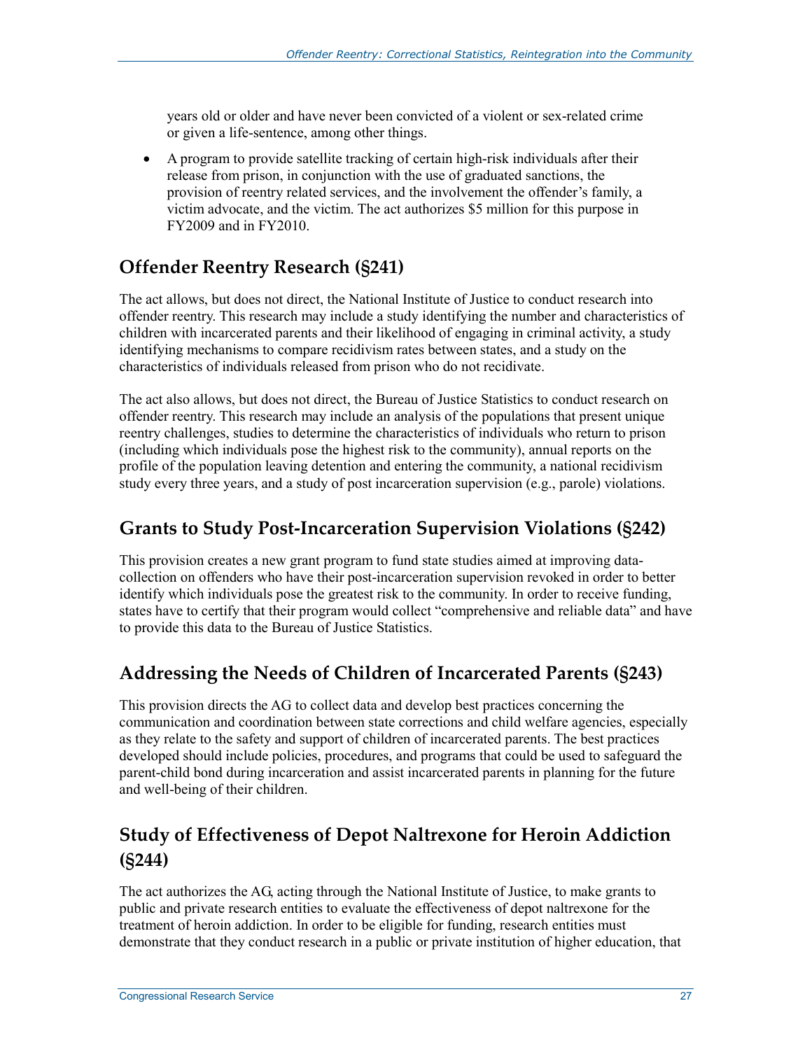years old or older and have never been convicted of a violent or sex-related crime or given a life-sentence, among other things.

- A program to provide satellite tracking of certain high-risk individuals after their release from prison, in conjunction with the use of graduated sanctions, the provision of reentry related services, and the involvement the offender's family, a victim advocate, and the victim. The act authorizes $5 million for this purpose in FY2009 and in FY2010.

## Offender Reentry Research (§241)

The act allows, but does not direct, the National Institute of Justice to conduct research into offender reentry. This research may include a study identifying the number and characteristics of children with incarcerated parents and their likelihood of engaging in criminal activity, a study identifying mechanisms to compare recidivism rates between states, and a study on the characteristics of individuals released from prison who do not recidivate.

The act also allows, but does not direct, the Bureau of Justice Statistics to conduct research on offender reentry. This research may include an analysis of the populations that present unique reentry challenges, studies to determine the characteristics of individuals who return to prison (including which individuals pose the highest risk to the community), annual reports on the profile of the population leaving detention and entering the community, a national recidivism study every three years, and a study of post incarceration supervision (e.g., parole) violations.

## Grants to Study Post-Incarceration Supervision Violations (§242)

This provision creates a new grant program to fund state studies aimed at improving data-collection on offenders who have their post-incarceration supervision revoked in order to better identify which individuals pose the greatest risk to the community. In order to receive funding, states have to certify that their program would collect "comprehensive and reliable data" and have to provide this data to the Bureau of Justice Statistics.

## Addressing the Needs of Children of Incarcerated Parents (§243)

This provision directs the AG to collect data and develop best practices concerning the communication and coordination between state corrections and child welfare agencies, especially as they relate to the safety and support of children of incarcerated parents. The best practices developed should include policies, procedures, and programs that could be used to safeguard the parent-child bond during incarceration and assist incarcerated parents in planning for the future and well-being of their children.

## Study of Effectiveness of Depot Naltrexone for Heroin Addiction (§244)

The act authorizes the AG, acting through the National Institute of Justice, to make grants to public and private research entities to evaluate the effectiveness of depot naltrexone for the treatment of heroin addiction. In order to be eligible for funding, research entities must demonstrate that they conduct research in a public or private institution of higher education, that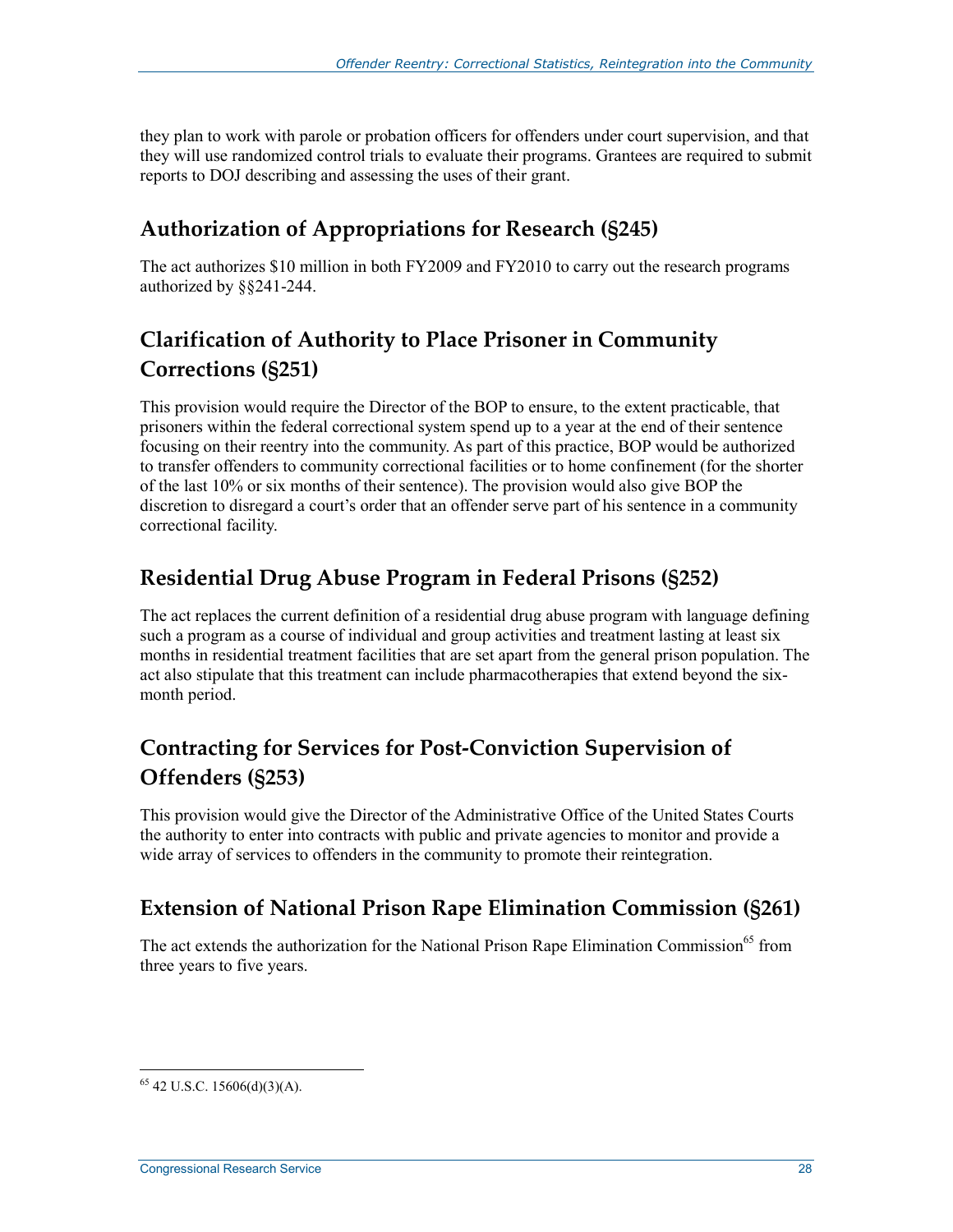they plan to work with parole or probation officers for offenders under court supervision, and that they will use randomized control trials to evaluate their programs. Grantees are required to submit reports to DOJ describing and assessing the uses of their grant.

## Authorization of Appropriations for Research (§245)

The act authorizes $10 million in both FY2009 and FY2010 to carry out the research programs authorized by §§241-244.

## Clarification of Authority to Place Prisoner in Community Corrections (§251)

This provision would require the Director of the BOP to ensure, to the extent practicable, that prisoners within the federal correctional system spend up to a year at the end of their sentence focusing on their reentry into the community. As part of this practice, BOP would be authorized to transfer offenders to community correctional facilities or to home confinement (for the shorter of the last 10% or six months of their sentence). The provision would also give BOP the discretion to disregard a court's order that an offender serve part of his sentence in a community correctional facility.

## Residential Drug Abuse Program in Federal Prisons (§252)

The act replaces the current definition of a residential drug abuse program with language defining such a program as a course of individual and group activities and treatment lasting at least six months in residential treatment facilities that are set apart from the general prison population. The act also stipulate that this treatment can include pharmacotherapies that extend beyond the six-month period.

## Contracting for Services for Post-Conviction Supervision of Offenders (§253)

This provision would give the Director of the Administrative Office of the United States Courts the authority to enter into contracts with public and private agencies to monitor and provide a wide array of services to offenders in the community to promote their reintegration.

## Extension of National Prison Rape Elimination Commission (§261)

The act extends the authorization for the National Prison Rape Elimination Commission[65] from three years to five years.

---

[65] 42 U.S.C. 15606(d)(3)(A).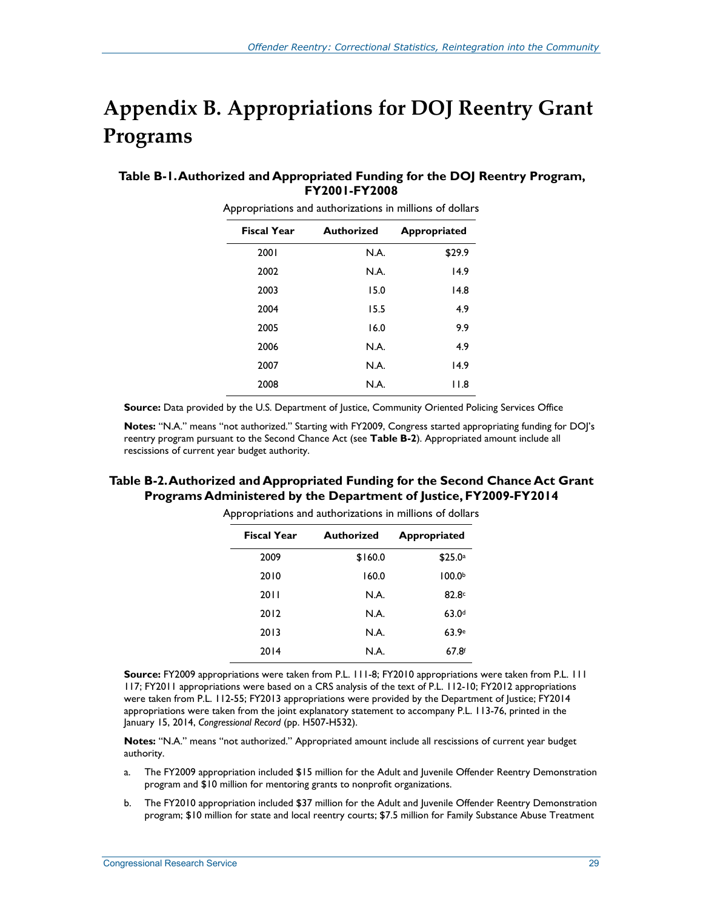# Appendix B. Appropriations for DOJ Reentry Grant Programs

**Table B-1. Authorized and Appropriated Funding for the DOJ Reentry Program, FY2001-FY2008**

Appropriations and authorizations in millions of dollars

| Fiscal Year | Authorized | Appropriated |
|---|---|---|
| 2001 | N.A. | $29.9 |
| 2002 | N.A. | 14.9 |
| 2003 | 15.0 | 14.8 |
| 2004 | 15.5 | 4.9 |
| 2005 | 16.0 | 9.9 |
| 2006 | N.A. | 4.9 |
| 2007 | N.A. | 14.9 |
| 2008 | N.A. | 11.8 |

**Source:** Data provided by the U.S. Department of Justice, Community Oriented Policing Services Office

**Notes:** "N.A." means "not authorized." Starting with FY2009, Congress started appropriating funding for DOJ's reentry program pursuant to the Second Chance Act (see **Table B-2**). Appropriated amount include all rescissions of current year budget authority.

**Table B-2. Authorized and Appropriated Funding for the Second Chance Act Grant Programs Administered by the Department of Justice, FY2009-FY2014**

Appropriations and authorizations in millions of dollars

| Fiscal Year | Authorized | Appropriated |
|---|---|---|
| 2009 | $160.0 | $25.0[a] |
| 2010 | 160.0 | 100.0[b] |
| 2011 | N.A. | 82.8[c] |
| 2012 | N.A. | 63.0[d] |
| 2013 | N.A. | 63.9[e] |
| 2014 | N.A. | 67.8[f] |

**Source:** FY2009 appropriations were taken from P.L. 111-8; FY2010 appropriations were taken from P.L. 111 117; FY2011 appropriations were based on a CRS analysis of the text of P.L. 112-10; FY2012 appropriations were taken from P.L. 112-55; FY2013 appropriations were provided by the Department of Justice; FY2014 appropriations were taken from the joint explanatory statement to accompany P.L. 113-76, printed in the January 15, 2014, *Congressional Record* (pp. H507-H532).

**Notes:** "N.A." means "not authorized." Appropriated amount include all rescissions of current year budget authority.

a. The FY2009 appropriation included $15 million for the Adult and Juvenile Offender Reentry Demonstration program and $10 million for mentoring grants to nonprofit organizations.

b. The FY2010 appropriation included $37 million for the Adult and Juvenile Offender Reentry Demonstration program; $10 million for state and local reentry courts; $7.5 million for Family Substance Abuse Treatment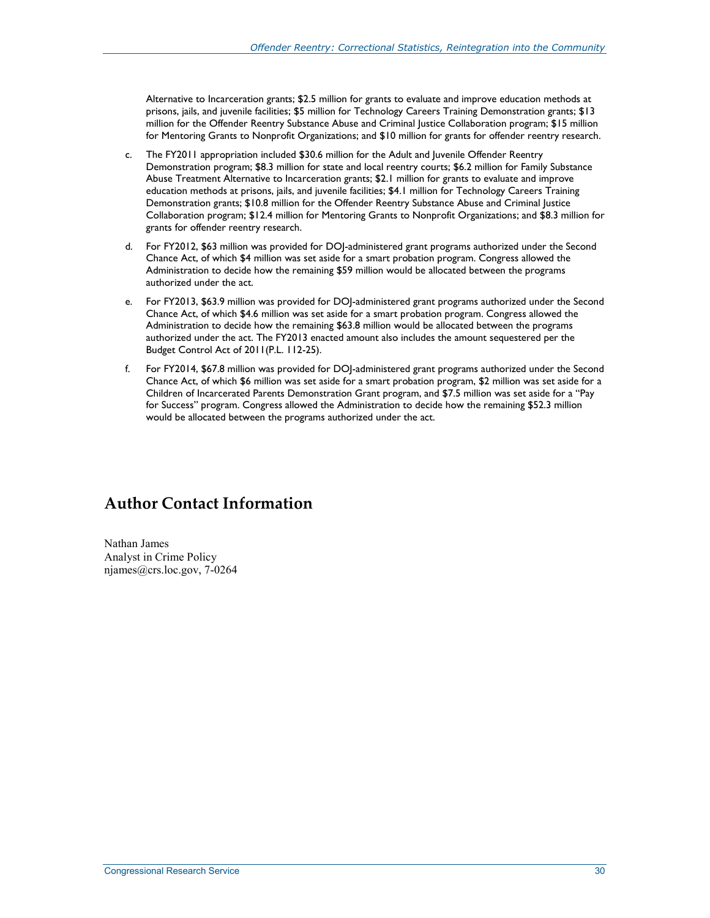Alternative to Incarceration grants; $2.5 million for grants to evaluate and improve education methods at prisons, jails, and juvenile facilities; $5 million for Technology Careers Training Demonstration grants; $13 million for the Offender Reentry Substance Abuse and Criminal Justice Collaboration program; $15 million for Mentoring Grants to Nonprofit Organizations; and $10 million for grants for offender reentry research.

c. The FY2011 appropriation included $30.6 million for the Adult and Juvenile Offender Reentry Demonstration program; $8.3 million for state and local reentry courts; $6.2 million for Family Substance Abuse Treatment Alternative to Incarceration grants; $2.1 million for grants to evaluate and improve education methods at prisons, jails, and juvenile facilities; $4.1 million for Technology Careers Training Demonstration grants; $10.8 million for the Offender Reentry Substance Abuse and Criminal Justice Collaboration program; $12.4 million for Mentoring Grants to Nonprofit Organizations; and $8.3 million for grants for offender reentry research.

d. For FY2012, $63 million was provided for DOJ-administered grant programs authorized under the Second Chance Act, of which $4 million was set aside for a smart probation program. Congress allowed the Administration to decide how the remaining $59 million would be allocated between the programs authorized under the act.

e. For FY2013, $63.9 million was provided for DOJ-administered grant programs authorized under the Second Chance Act, of which $4.6 million was set aside for a smart probation program. Congress allowed the Administration to decide how the remaining $63.8 million would be allocated between the programs authorized under the act. The FY2013 enacted amount also includes the amount sequestered per the Budget Control Act of 2011(P.L. 112-25).

f. For FY2014, $67.8 million was provided for DOJ-administered grant programs authorized under the Second Chance Act, of which $6 million was set aside for a smart probation program, $2 million was set aside for a Children of Incarcerated Parents Demonstration Grant program, and $7.5 million was set aside for a "Pay for Success" program. Congress allowed the Administration to decide how the remaining $52.3 million would be allocated between the programs authorized under the act.

## Author Contact Information

Nathan James
Analyst in Crime Policy
njames@crs.loc.gov, 7-0264